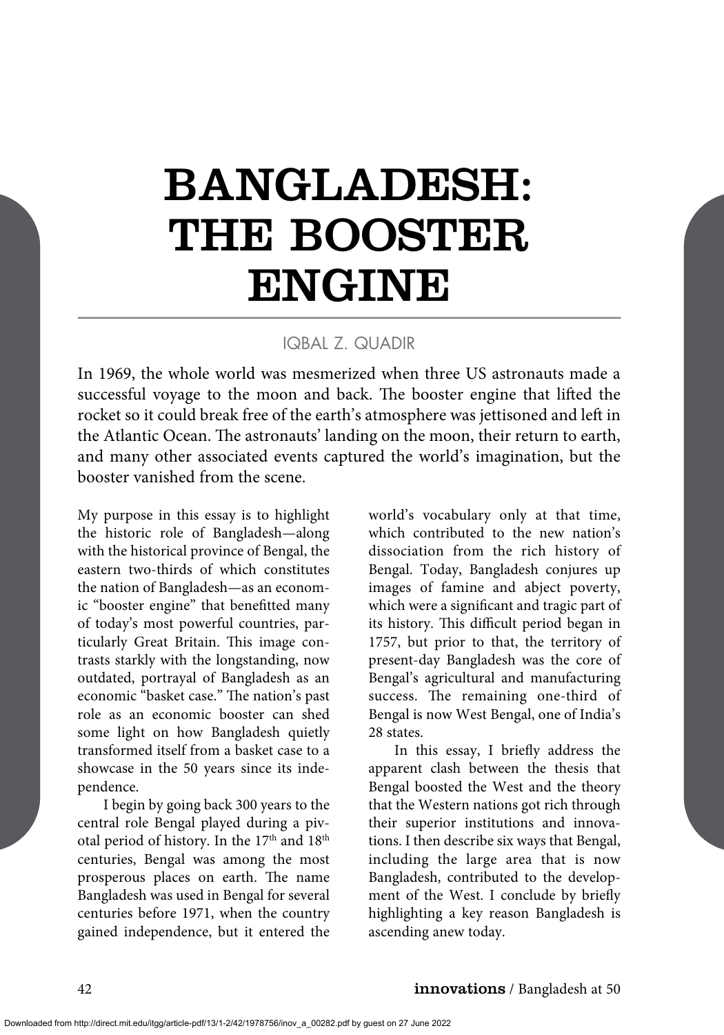# BANGLADESH: THE BOOSTER ENGINE

IQBAL Z. QUADIR

In 1969, the whole world was mesmerized when three US astronauts made a successful voyage to the moon and back. The booster engine that lifted the rocket so it could break free of the earth's atmosphere was jettisoned and left in the Atlantic Ocean. The astronauts' landing on the moon, their return to earth, and many other associated events captured the world's imagination, but the booster vanished from the scene.

My purpose in this essay is to highlight the historic role of Bangladesh—along with the historical province of Bengal, the eastern two-thirds of which constitutes the nation of Bangladesh—as an economic "booster engine" that benefitted many of today's most powerful countries, particularly Great Britain. This image contrasts starkly with the longstanding, now outdated, portrayal of Bangladesh as an economic "basket case." The nation's past role as an economic booster can shed some light on how Bangladesh quietly transformed itself from a basket case to a showcase in the 50 years since its independence.

I begin by going back 300 years to the central role Bengal played during a pivotal period of history. In the 17th and 18th centuries, Bengal was among the most prosperous places on earth. The name Bangladesh was used in Bengal for several centuries before 1971, when the country gained independence, but it entered the world's vocabulary only at that time, which contributed to the new nation's dissociation from the rich history of Bengal. Today, Bangladesh conjures up images of famine and abject poverty, which were a significant and tragic part of its history. This difficult period began in 1757, but prior to that, the territory of present-day Bangladesh was the core of Bengal's agricultural and manufacturing success. The remaining one-third of Bengal is now West Bengal, one of India's 28 states.

In this essay, I briefly address the apparent clash between the thesis that Bengal boosted the West and the theory that the Western nations got rich through their superior institutions and innovations. I then describe six ways that Bengal, including the large area that is now Bangladesh, contributed to the development of the West. I conclude by briefly highlighting a key reason Bangladesh is ascending anew today.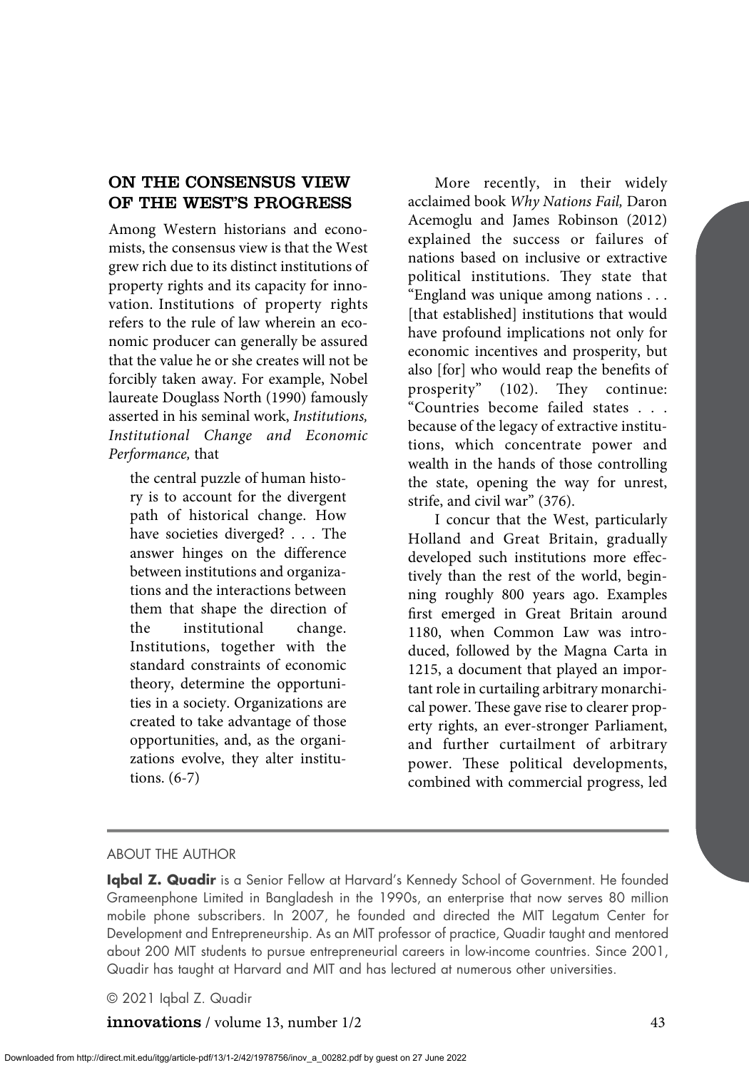## ON THE CONSENSUS VIEW OF THE WEST'S PROGRESS

Among Western historians and economists, the consensus view is that the West grew rich due to its distinct institutions of property rights and its capacity for innovation. Institutions of property rights refers to the rule of law wherein an economic producer can generally be assured that the value he or she creates will not be forcibly taken away. For example, Nobel laureate Douglass North (1990) famously asserted in his seminal work, *Institutions, Institutional Change and Economic Performance,* that

> the central puzzle of human history is to account for the divergent path of historical change. How have societies diverged? . . . The answer hinges on the difference between institutions and organizations and the interactions between them that shape the direction of the institutional change. Institutions, together with the standard constraints of economic theory, determine the opportunities in a society. Organizations are created to take advantage of those opportunities, and, as the organizations evolve, they alter institutions. (6-7)

More recently, in their widely acclaimed book *Why Nations Fail,* Daron Acemoglu and James Robinson (2012) explained the success or failures of nations based on inclusive or extractive political institutions. They state that "England was unique among nations . . . [that established] institutions that would have profound implications not only for economic incentives and prosperity, but also [for] who would reap the benefits of prosperity" (102). They continue: "Countries become failed states . . . because of the legacy of extractive institutions, which concentrate power and wealth in the hands of those controlling the state, opening the way for unrest, strife, and civil war" (376).

I concur that the West, particularly Holland and Great Britain, gradually developed such institutions more effectively than the rest of the world, beginning roughly 800 years ago. Examples first emerged in Great Britain around 1180, when Common Law was introduced, followed by the Magna Carta in 1215, a document that played an important role in curtailing arbitrary monarchical power. These gave rise to clearer property rights, an ever-stronger Parliament, and further curtailment of arbitrary power. These political developments, combined with commercial progress, led

ABOUT THE AUTHOR

**Iqbal Z. Quadir** is a Senior Fellow at Harvard's Kennedy School of Government. He founded Grameenphone Limited in Bangladesh in the 1990s, an enterprise that now serves 80 million mobile phone subscribers. In 2007, he founded and directed the MIT Legatum Center for Development and Entrepreneurship. As an MIT professor of practice, Quadir taught and mentored about 200 MIT students to pursue entrepreneurial careers in low-income countries. Since 2001, Quadir has taught at Harvard and MIT and has lectured at numerous other universities.

© 2021 Iqbal Z. Quadir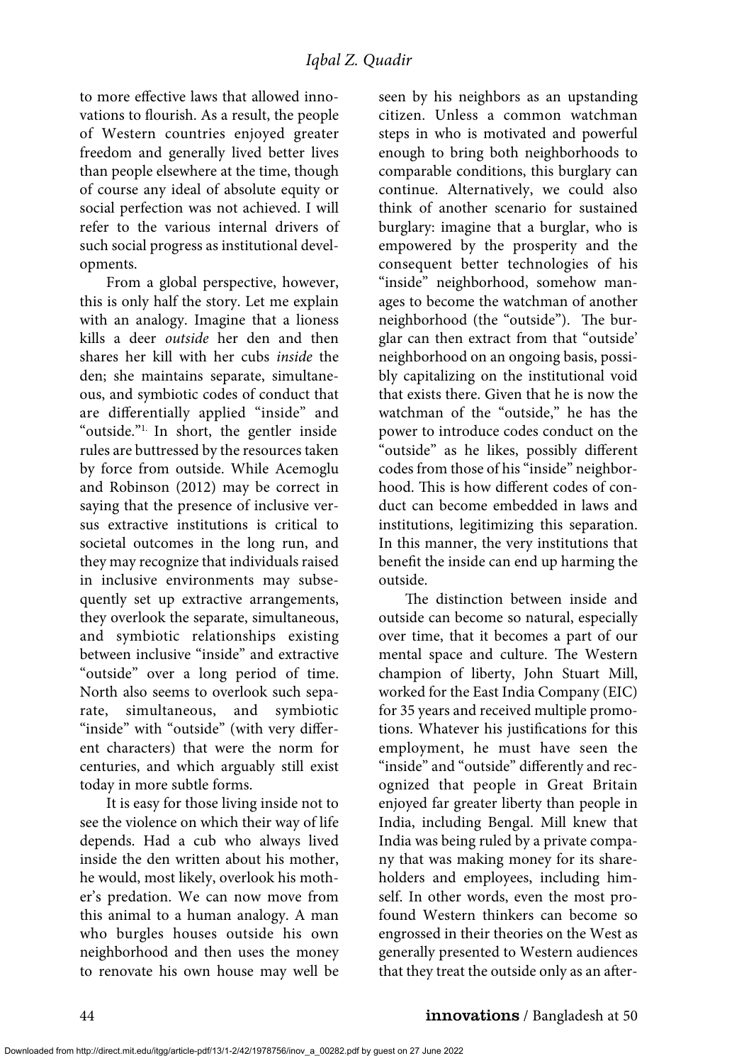to more effective laws that allowed innovations to flourish. As a result, the people of Western countries enjoyed greater freedom and generally lived better lives than people elsewhere at the time, though of course any ideal of absolute equity or social perfection was not achieved. I will refer to the various internal drivers of such social progress as institutional developments.

From a global perspective, however, this is only half the story. Let me explain with an analogy. Imagine that a lioness kills a deer *outside* her den and then shares her kill with her cubs *inside* the den; she maintains separate, simultaneous, and symbiotic codes of conduct that are differentially applied "inside" and "outside."[1] In short, the gentler inside rules are buttressed by the resources taken by force from outside. While Acemoglu and Robinson (2012) may be correct in saying that the presence of inclusive versus extractive institutions is critical to societal outcomes in the long run, and they may recognize that individuals raised in inclusive environments may subsequently set up extractive arrangements, they overlook the separate, simultaneous, and symbiotic relationships existing between inclusive "inside" and extractive "outside" over a long period of time. North also seems to overlook such separate, simultaneous, and symbiotic "inside" with "outside" (with very different characters) that were the norm for centuries, and which arguably still exist today in more subtle forms.

It is easy for those living inside not to see the violence on which their way of life depends. Had a cub who always lived inside the den written about his mother, he would, most likely, overlook his mother's predation. We can now move from this animal to a human analogy. A man who burgles houses outside his own neighborhood and then uses the money to renovate his own house may well be seen by his neighbors as an upstanding citizen. Unless a common watchman steps in who is motivated and powerful enough to bring both neighborhoods to comparable conditions, this burglary can continue. Alternatively, we could also think of another scenario for sustained burglary: imagine that a burglar, who is empowered by the prosperity and the consequent better technologies of his "inside" neighborhood, somehow manages to become the watchman of another neighborhood (the "outside"). The burglar can then extract from that "outside' neighborhood on an ongoing basis, possibly capitalizing on the institutional void that exists there. Given that he is now the watchman of the "outside," he has the power to introduce codes conduct on the "outside" as he likes, possibly different codes from those of his "inside" neighborhood. This is how different codes of conduct can become embedded in laws and institutions, legitimizing this separation. In this manner, the very institutions that benefit the inside can end up harming the outside.

The distinction between inside and outside can become so natural, especially over time, that it becomes a part of our mental space and culture. The Western champion of liberty, John Stuart Mill, worked for the East India Company (EIC) for 35 years and received multiple promotions. Whatever his justifications for this employment, he must have seen the "inside" and "outside" differently and recognized that people in Great Britain enjoyed far greater liberty than people in India, including Bengal. Mill knew that India was being ruled by a private company that was making money for its shareholders and employees, including himself. In other words, even the most profound Western thinkers can become so engrossed in their theories on the West as generally presented to Western audiences that they treat the outside only as an after-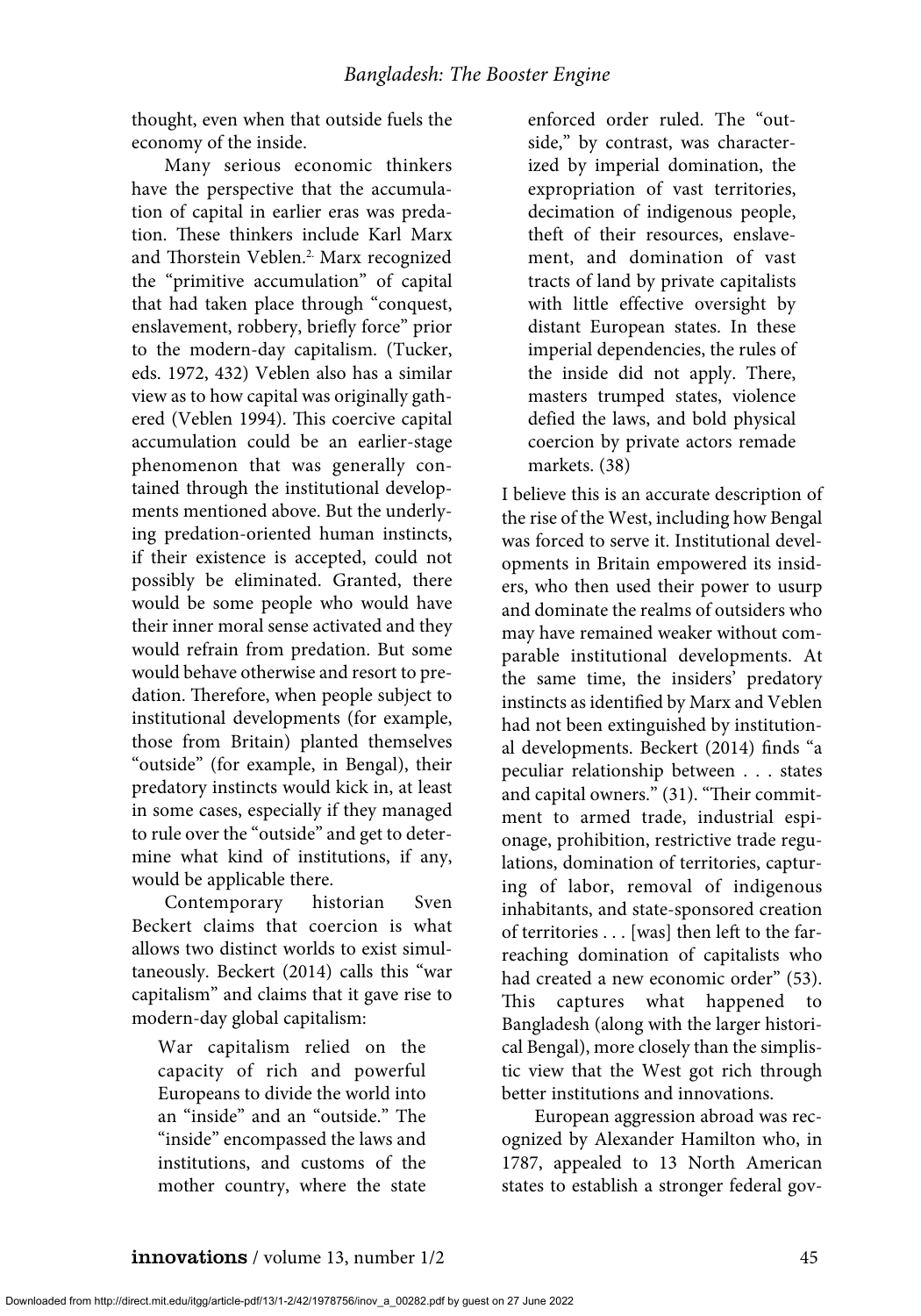thought, even when that outside fuels the economy of the inside.

Many serious economic thinkers have the perspective that the accumulation of capital in earlier eras was predation. These thinkers include Karl Marx and Thorstein Veblen.[2] Marx recognized the "primitive accumulation" of capital that had taken place through "conquest, enslavement, robbery, briefly force" prior to the modern-day capitalism. (Tucker, eds. 1972, 432) Veblen also has a similar view as to how capital was originally gathered (Veblen 1994). This coercive capital accumulation could be an earlier-stage phenomenon that was generally contained through the institutional developments mentioned above. But the underlying predation-oriented human instincts, if their existence is accepted, could not possibly be eliminated. Granted, there would be some people who would have their inner moral sense activated and they would refrain from predation. But some would behave otherwise and resort to predation. Therefore, when people subject to institutional developments (for example, those from Britain) planted themselves "outside" (for example, in Bengal), their predatory instincts would kick in, at least in some cases, especially if they managed to rule over the "outside" and get to determine what kind of institutions, if any, would be applicable there.

Contemporary historian Sven Beckert claims that coercion is what allows two distinct worlds to exist simultaneously. Beckert (2014) calls this "war capitalism" and claims that it gave rise to modern-day global capitalism:

> War capitalism relied on the capacity of rich and powerful Europeans to divide the world into an "inside" and an "outside." The "inside" encompassed the laws and institutions, and customs of the mother country, where the state enforced order ruled. The "outside," by contrast, was characterized by imperial domination, the expropriation of vast territories, decimation of indigenous people, theft of their resources, enslavement, and domination of vast tracts of land by private capitalists with little effective oversight by distant European states. In these imperial dependencies, the rules of the inside did not apply. There, masters trumped states, violence defied the laws, and bold physical coercion by private actors remade markets. (38)

I believe this is an accurate description of the rise of the West, including how Bengal was forced to serve it. Institutional developments in Britain empowered its insiders, who then used their power to usurp and dominate the realms of outsiders who may have remained weaker without comparable institutional developments. At the same time, the insiders' predatory instincts as identified by Marx and Veblen had not been extinguished by institutional developments. Beckert (2014) finds "a peculiar relationship between . . . states and capital owners." (31). "Their commitment to armed trade, industrial espionage, prohibition, restrictive trade regulations, domination of territories, capturing of labor, removal of indigenous inhabitants, and state-sponsored creation of territories . . . [was] then left to the far-reaching domination of capitalists who had created a new economic order" (53). This captures what happened to Bangladesh (along with the larger historical Bengal), more closely than the simplistic view that the West got rich through better institutions and innovations.

European aggression abroad was recognized by Alexander Hamilton who, in 1787, appealed to 13 North American states to establish a stronger federal gov-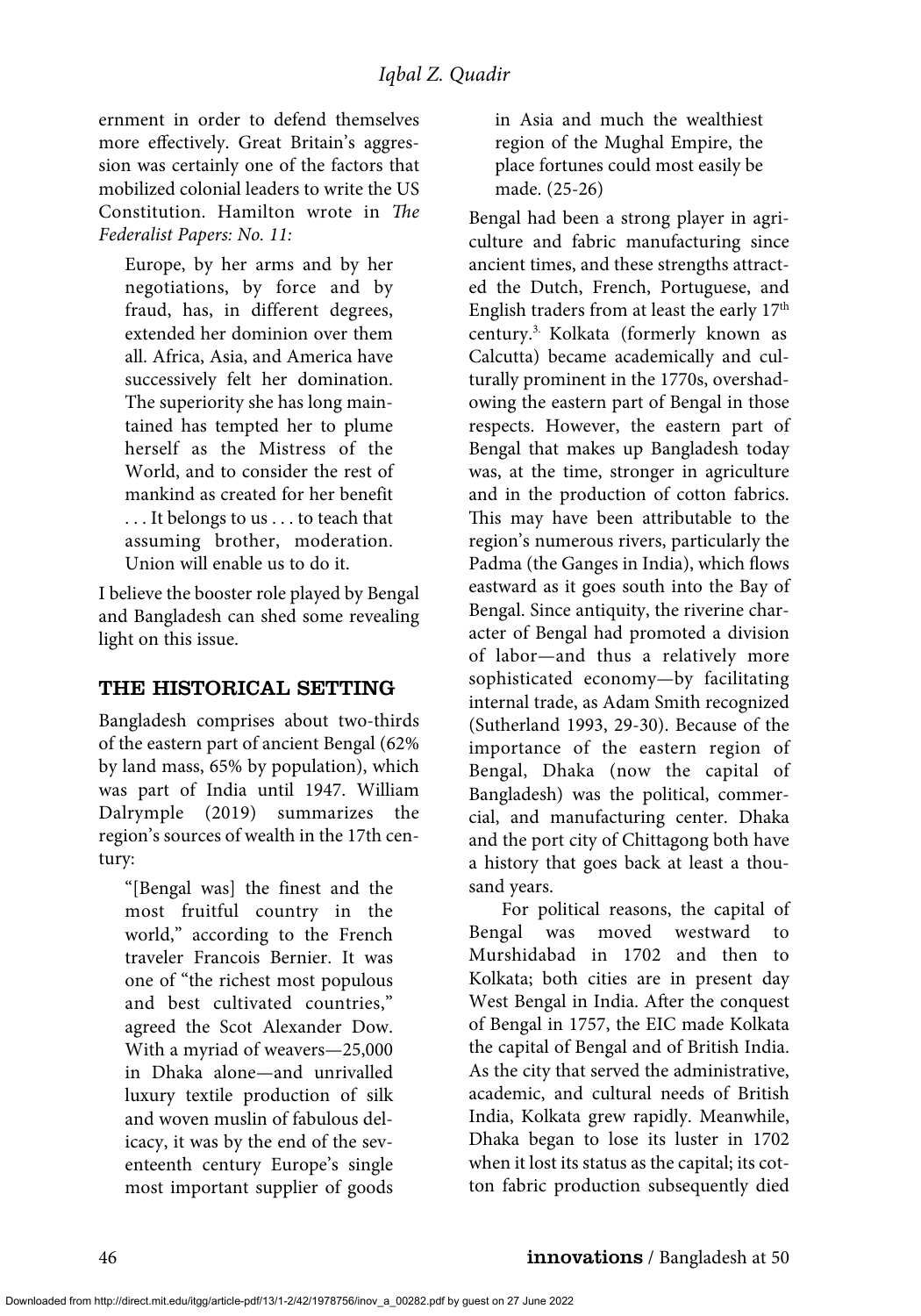ernment in order to defend themselves more effectively. Great Britain's aggression was certainly one of the factors that mobilized colonial leaders to write the US Constitution. Hamilton wrote in *The Federalist Papers: No. 11:*

> Europe, by her arms and by her negotiations, by force and by fraud, has, in different degrees, extended her dominion over them all. Africa, Asia, and America have successively felt her domination. The superiority she has long maintained has tempted her to plume herself as the Mistress of the World, and to consider the rest of mankind as created for her benefit . . . It belongs to us . . . to teach that assuming brother, moderation. Union will enable us to do it.

I believe the booster role played by Bengal and Bangladesh can shed some revealing light on this issue.

## THE HISTORICAL SETTING

Bangladesh comprises about two-thirds of the eastern part of ancient Bengal (62% by land mass, 65% by population), which was part of India until 1947. William Dalrymple (2019) summarizes the region's sources of wealth in the 17th century:

> "[Bengal was] the finest and the most fruitful country in the world," according to the French traveler Francois Bernier. It was one of "the richest most populous and best cultivated countries," agreed the Scot Alexander Dow. With a myriad of weavers—25,000 in Dhaka alone—and unrivalled luxury textile production of silk and woven muslin of fabulous delicacy, it was by the end of the seventeenth century Europe's single most important supplier of goods in Asia and much the wealthiest region of the Mughal Empire, the place fortunes could most easily be made. (25-26)

Bengal had been a strong player in agriculture and fabric manufacturing since ancient times, and these strengths attracted the Dutch, French, Portuguese, and English traders from at least the early 17th century.[3] Kolkata (formerly known as Calcutta) became academically and culturally prominent in the 1770s, overshadowing the eastern part of Bengal in those respects. However, the eastern part of Bengal that makes up Bangladesh today was, at the time, stronger in agriculture and in the production of cotton fabrics. This may have been attributable to the region's numerous rivers, particularly the Padma (the Ganges in India), which flows eastward as it goes south into the Bay of Bengal. Since antiquity, the riverine character of Bengal had promoted a division of labor—and thus a relatively more sophisticated economy—by facilitating internal trade, as Adam Smith recognized (Sutherland 1993, 29-30). Because of the importance of the eastern region of Bengal, Dhaka (now the capital of Bangladesh) was the political, commercial, and manufacturing center. Dhaka and the port city of Chittagong both have a history that goes back at least a thousand years.

For political reasons, the capital of Bengal was moved westward to Murshidabad in 1702 and then to Kolkata; both cities are in present day West Bengal in India. After the conquest of Bengal in 1757, the EIC made Kolkata the capital of Bengal and of British India. As the city that served the administrative, academic, and cultural needs of British India, Kolkata grew rapidly. Meanwhile, Dhaka began to lose its luster in 1702 when it lost its status as the capital; its cotton fabric production subsequently died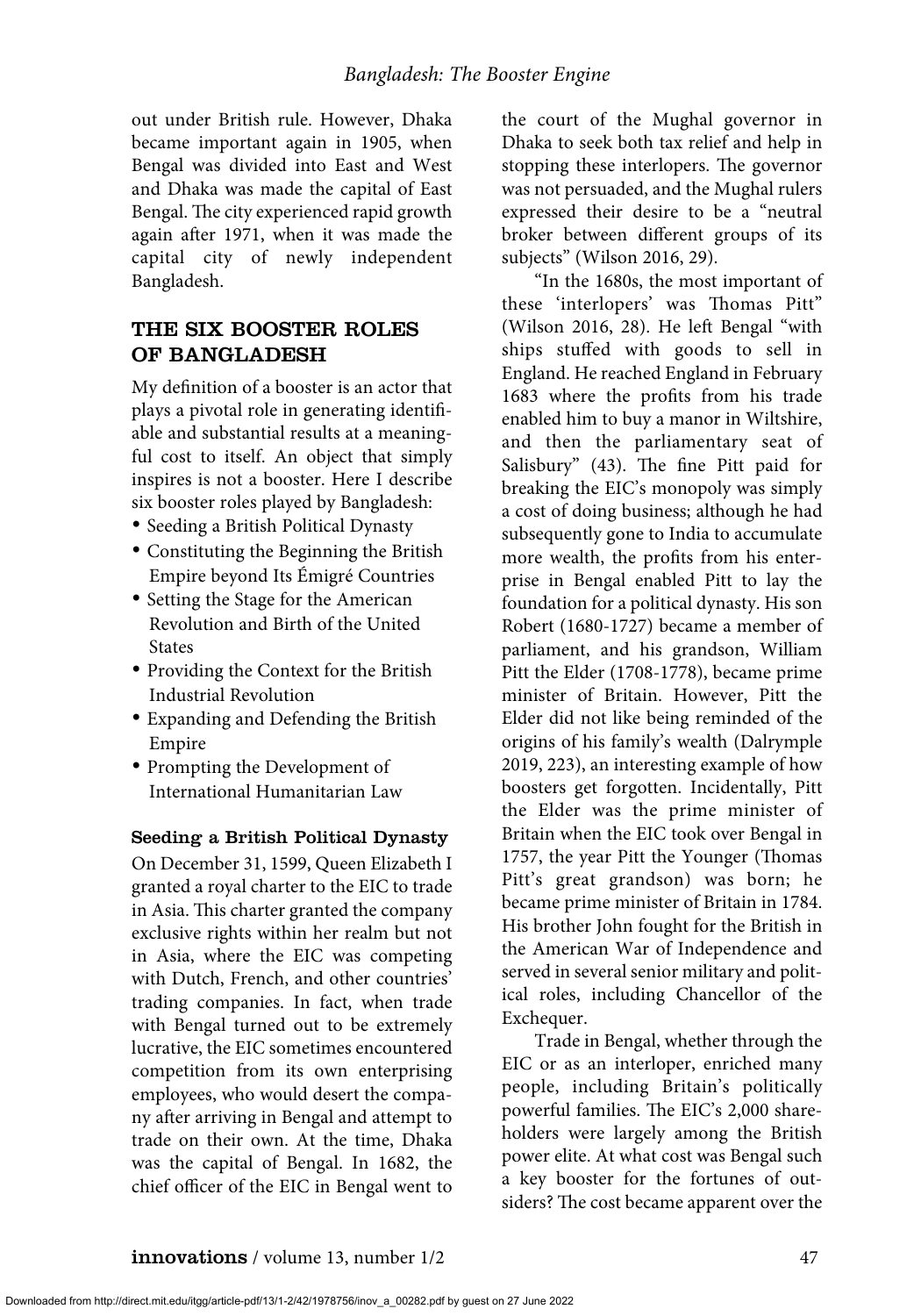out under British rule. However, Dhaka became important again in 1905, when Bengal was divided into East and West and Dhaka was made the capital of East Bengal. The city experienced rapid growth again after 1971, when it was made the capital city of newly independent Bangladesh.

## THE SIX BOOSTER ROLES OF BANGLADESH

My definition of a booster is an actor that plays a pivotal role in generating identifiable and substantial results at a meaningful cost to itself. An object that simply inspires is not a booster. Here I describe six booster roles played by Bangladesh:

- Seeding a British Political Dynasty
- Constituting the Beginning the British Empire beyond Its Émigré Countries
- Setting the Stage for the American Revolution and Birth of the United States
- Providing the Context for the British Industrial Revolution
- Expanding and Defending the British Empire
- Prompting the Development of International Humanitarian Law

### Seeding a British Political Dynasty

On December 31, 1599, Queen Elizabeth I granted a royal charter to the EIC to trade in Asia. This charter granted the company exclusive rights within her realm but not in Asia, where the EIC was competing with Dutch, French, and other countries' trading companies. In fact, when trade with Bengal turned out to be extremely lucrative, the EIC sometimes encountered competition from its own enterprising employees, who would desert the company after arriving in Bengal and attempt to trade on their own. At the time, Dhaka was the capital of Bengal. In 1682, the chief officer of the EIC in Bengal went to the court of the Mughal governor in Dhaka to seek both tax relief and help in stopping these interlopers. The governor was not persuaded, and the Mughal rulers expressed their desire to be a "neutral broker between different groups of its subjects" (Wilson 2016, 29).

"In the 1680s, the most important of these 'interlopers' was Thomas Pitt" (Wilson 2016, 28). He left Bengal "with ships stuffed with goods to sell in England. He reached England in February 1683 where the profits from his trade enabled him to buy a manor in Wiltshire, and then the parliamentary seat of Salisbury" (43). The fine Pitt paid for breaking the EIC's monopoly was simply a cost of doing business; although he had subsequently gone to India to accumulate more wealth, the profits from his enterprise in Bengal enabled Pitt to lay the foundation for a political dynasty. His son Robert (1680-1727) became a member of parliament, and his grandson, William Pitt the Elder (1708-1778), became prime minister of Britain. However, Pitt the Elder did not like being reminded of the origins of his family's wealth (Dalrymple 2019, 223), an interesting example of how boosters get forgotten. Incidentally, Pitt the Elder was the prime minister of Britain when the EIC took over Bengal in 1757, the year Pitt the Younger (Thomas Pitt's great grandson) was born; he became prime minister of Britain in 1784. His brother John fought for the British in the American War of Independence and served in several senior military and political roles, including Chancellor of the Exchequer.

Trade in Bengal, whether through the EIC or as an interloper, enriched many people, including Britain's politically powerful families. The EIC's 2,000 shareholders were largely among the British power elite. At what cost was Bengal such a key booster for the fortunes of outsiders? The cost became apparent over the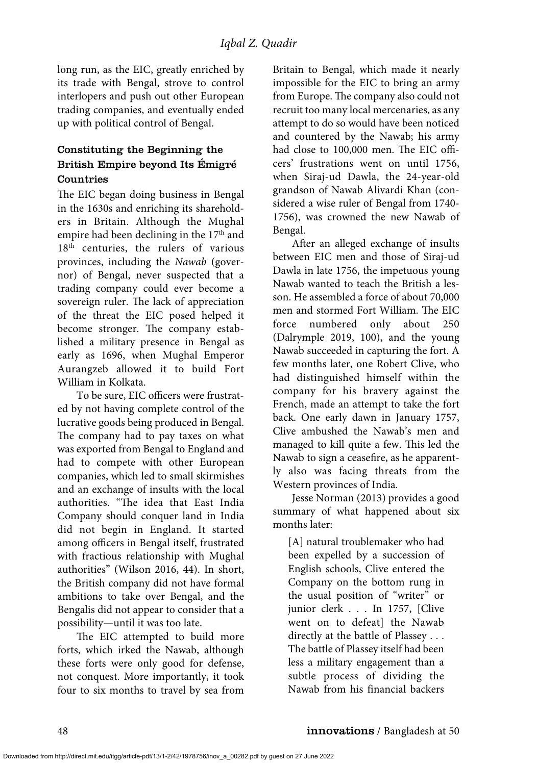long run, as the EIC, greatly enriched by its trade with Bengal, strove to control interlopers and push out other European trading companies, and eventually ended up with political control of Bengal.

### Constituting the Beginning the British Empire beyond Its Émigré Countries

The EIC began doing business in Bengal in the 1630s and enriching its shareholders in Britain. Although the Mughal empire had been declining in the 17th and 18th centuries, the rulers of various provinces, including the *Nawab* (governor) of Bengal, never suspected that a trading company could ever become a sovereign ruler. The lack of appreciation of the threat the EIC posed helped it become stronger. The company established a military presence in Bengal as early as 1696, when Mughal Emperor Aurangzeb allowed it to build Fort William in Kolkata.

To be sure, EIC officers were frustrated by not having complete control of the lucrative goods being produced in Bengal. The company had to pay taxes on what was exported from Bengal to England and had to compete with other European companies, which led to small skirmishes and an exchange of insults with the local authorities. "The idea that East India Company should conquer land in India did not begin in England. It started among officers in Bengal itself, frustrated with fractious relationship with Mughal authorities" (Wilson 2016, 44). In short, the British company did not have formal ambitions to take over Bengal, and the Bengalis did not appear to consider that a possibility—until it was too late.

The EIC attempted to build more forts, which irked the Nawab, although these forts were only good for defense, not conquest. More importantly, it took four to six months to travel by sea from Britain to Bengal, which made it nearly impossible for the EIC to bring an army from Europe. The company also could not recruit too many local mercenaries, as any attempt to do so would have been noticed and countered by the Nawab; his army had close to 100,000 men. The EIC officers' frustrations went on until 1756, when Siraj-ud Dawla, the 24-year-old grandson of Nawab Alivardi Khan (considered a wise ruler of Bengal from 1740-1756), was crowned the new Nawab of Bengal.

After an alleged exchange of insults between EIC men and those of Siraj-ud Dawla in late 1756, the impetuous young Nawab wanted to teach the British a lesson. He assembled a force of about 70,000 men and stormed Fort William. The EIC force numbered only about 250 (Dalrymple 2019, 100), and the young Nawab succeeded in capturing the fort. A few months later, one Robert Clive, who had distinguished himself within the company for his bravery against the French, made an attempt to take the fort back. One early dawn in January 1757, Clive ambushed the Nawab's men and managed to kill quite a few. This led the Nawab to sign a ceasefire, as he apparently also was facing threats from the Western provinces of India.

Jesse Norman (2013) provides a good summary of what happened about six months later:

> [A] natural troublemaker who had been expelled by a succession of English schools, Clive entered the Company on the bottom rung in the usual position of "writer" or junior clerk . . . In 1757, [Clive went on to defeat] the Nawab directly at the battle of Plassey . . . The battle of Plassey itself had been less a military engagement than a subtle process of dividing the Nawab from his financial backers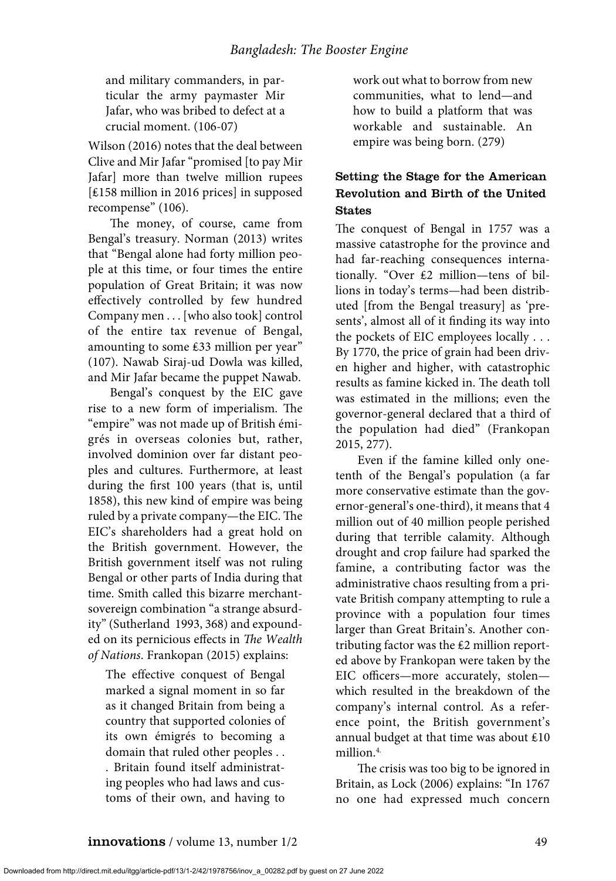> and military commanders, in particular the army paymaster Mir Jafar, who was bribed to defect at a crucial moment. (106-07)

Wilson (2016) notes that the deal between Clive and Mir Jafar "promised [to pay Mir Jafar] more than twelve million rupees [£158 million in 2016 prices] in supposed recompense" (106).

The money, of course, came from Bengal's treasury. Norman (2013) writes that "Bengal alone had forty million people at this time, or four times the entire population of Great Britain; it was now effectively controlled by few hundred Company men . . . [who also took] control of the entire tax revenue of Bengal, amounting to some £33 million per year" (107). Nawab Siraj-ud Dowla was killed, and Mir Jafar became the puppet Nawab.

Bengal's conquest by the EIC gave rise to a new form of imperialism. The "empire" was not made up of British émigrés in overseas colonies but, rather, involved dominion over far distant peoples and cultures. Furthermore, at least during the first 100 years (that is, until 1858), this new kind of empire was being ruled by a private company—the EIC. The EIC's shareholders had a great hold on the British government. However, the British government itself was not ruling Bengal or other parts of India during that time. Smith called this bizarre merchant-sovereign combination "a strange absurdity" (Sutherland 1993, 368) and expounded on its pernicious effects in *The Wealth of Nations*. Frankopan (2015) explains:

> The effective conquest of Bengal marked a signal moment in so far as it changed Britain from being a country that supported colonies of its own émigrés to becoming a domain that ruled other peoples . . . Britain found itself administrating peoples who had laws and customs of their own, and having to work out what to borrow from new communities, what to lend—and how to build a platform that was workable and sustainable. An empire was being born. (279)

## Setting the Stage for the American Revolution and Birth of the United States

The conquest of Bengal in 1757 was a massive catastrophe for the province and had far-reaching consequences internationally. "Over £2 million—tens of billions in today's terms—had been distributed [from the Bengal treasury] as 'presents', almost all of it finding its way into the pockets of EIC employees locally . . . By 1770, the price of grain had been driven higher and higher, with catastrophic results as famine kicked in. The death toll was estimated in the millions; even the governor-general declared that a third of the population had died" (Frankopan 2015, 277).

Even if the famine killed only one-tenth of the Bengal's population (a far more conservative estimate than the governor-general's one-third), it means that 4 million out of 40 million people perished during that terrible calamity. Although drought and crop failure had sparked the famine, a contributing factor was the administrative chaos resulting from a private British company attempting to rule a province with a population four times larger than Great Britain's. Another contributing factor was the £2 million reported above by Frankopan were taken by the EIC officers—more accurately, stolen—which resulted in the breakdown of the company's internal control. As a reference point, the British government's annual budget at that time was about £10 million.[4]

The crisis was too big to be ignored in Britain, as Lock (2006) explains: "In 1767 no one had expressed much concern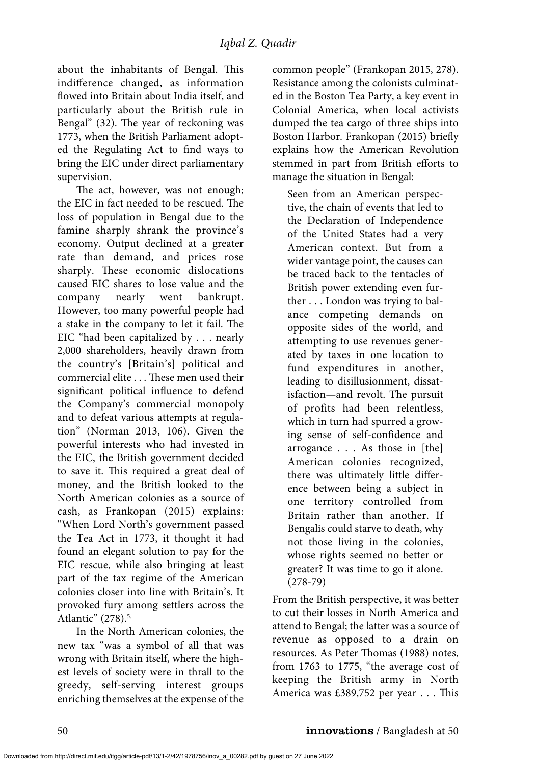about the inhabitants of Bengal. This indifference changed, as information flowed into Britain about India itself, and particularly about the British rule in Bengal" (32). The year of reckoning was 1773, when the British Parliament adopted the Regulating Act to find ways to bring the EIC under direct parliamentary supervision.

The act, however, was not enough; the EIC in fact needed to be rescued. The loss of population in Bengal due to the famine sharply shrank the province's economy. Output declined at a greater rate than demand, and prices rose sharply. These economic dislocations caused EIC shares to lose value and the company nearly went bankrupt. However, too many powerful people had a stake in the company to let it fail. The EIC "had been capitalized by . . . nearly 2,000 shareholders, heavily drawn from the country's [Britain's] political and commercial elite . . . These men used their significant political influence to defend the Company's commercial monopoly and to defeat various attempts at regulation" (Norman 2013, 106). Given the powerful interests who had invested in the EIC, the British government decided to save it. This required a great deal of money, and the British looked to the North American colonies as a source of cash, as Frankopan (2015) explains: "When Lord North's government passed the Tea Act in 1773, it thought it had found an elegant solution to pay for the EIC rescue, while also bringing at least part of the tax regime of the American colonies closer into line with Britain's. It provoked fury among settlers across the Atlantic" (278).[5]

In the North American colonies, the new tax "was a symbol of all that was wrong with Britain itself, where the highest levels of society were in thrall to the greedy, self-serving interest groups enriching themselves at the expense of the common people" (Frankopan 2015, 278). Resistance among the colonists culminated in the Boston Tea Party, a key event in Colonial America, when local activists dumped the tea cargo of three ships into Boston Harbor. Frankopan (2015) briefly explains how the American Revolution stemmed in part from British efforts to manage the situation in Bengal:

> Seen from an American perspective, the chain of events that led to the Declaration of Independence of the United States had a very American context. But from a wider vantage point, the causes can be traced back to the tentacles of British power extending even further . . . London was trying to balance competing demands on opposite sides of the world, and attempting to use revenues generated by taxes in one location to fund expenditures in another, leading to disillusionment, dissatisfaction—and revolt. The pursuit of profits had been relentless, which in turn had spurred a growing sense of self-confidence and arrogance . . . As those in [the] American colonies recognized, there was ultimately little difference between being a subject in one territory controlled from Britain rather than another. If Bengalis could starve to death, why not those living in the colonies, whose rights seemed no better or greater? It was time to go it alone. (278-79)

From the British perspective, it was better to cut their losses in North America and attend to Bengal; the latter was a source of revenue as opposed to a drain on resources. As Peter Thomas (1988) notes, from 1763 to 1775, "the average cost of keeping the British army in North America was £389,752 per year . . . This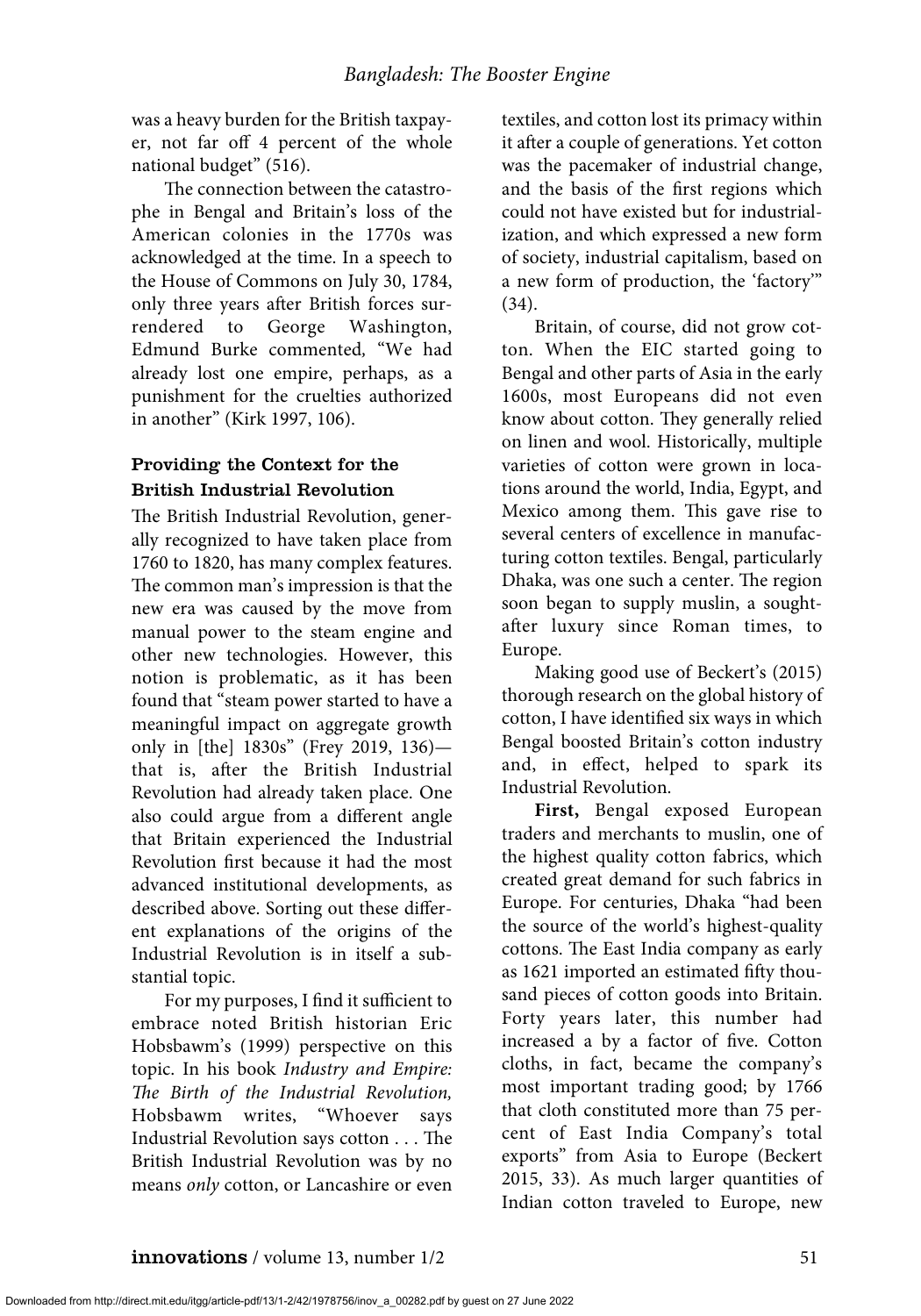was a heavy burden for the British taxpayer, not far off 4 percent of the whole national budget" (516).

The connection between the catastrophe in Bengal and Britain's loss of the American colonies in the 1770s was acknowledged at the time. In a speech to the House of Commons on July 30, 1784, only three years after British forces surrendered to George Washington, Edmund Burke commented, "We had already lost one empire, perhaps, as a punishment for the cruelties authorized in another" (Kirk 1997, 106).

## Providing the Context for the British Industrial Revolution

The British Industrial Revolution, generally recognized to have taken place from 1760 to 1820, has many complex features. The common man's impression is that the new era was caused by the move from manual power to the steam engine and other new technologies. However, this notion is problematic, as it has been found that "steam power started to have a meaningful impact on aggregate growth only in [the] 1830s" (Frey 2019, 136)—that is, after the British Industrial Revolution had already taken place. One also could argue from a different angle that Britain experienced the Industrial Revolution first because it had the most advanced institutional developments, as described above. Sorting out these different explanations of the origins of the Industrial Revolution is in itself a substantial topic.

For my purposes, I find it sufficient to embrace noted British historian Eric Hobsbawm's (1999) perspective on this topic. In his book *Industry and Empire: The Birth of the Industrial Revolution,* Hobsbawm writes, "Whoever says Industrial Revolution says cotton . . . The British Industrial Revolution was by no means *only* cotton, or Lancashire or even textiles, and cotton lost its primacy within it after a couple of generations. Yet cotton was the pacemaker of industrial change, and the basis of the first regions which could not have existed but for industrialization, and which expressed a new form of society, industrial capitalism, based on a new form of production, the 'factory'" (34).

Britain, of course, did not grow cotton. When the EIC started going to Bengal and other parts of Asia in the early 1600s, most Europeans did not even know about cotton. They generally relied on linen and wool. Historically, multiple varieties of cotton were grown in locations around the world, India, Egypt, and Mexico among them. This gave rise to several centers of excellence in manufacturing cotton textiles. Bengal, particularly Dhaka, was one such a center. The region soon began to supply muslin, a sought-after luxury since Roman times, to Europe.

Making good use of Beckert's (2015) thorough research on the global history of cotton, I have identified six ways in which Bengal boosted Britain's cotton industry and, in effect, helped to spark its Industrial Revolution.

**First,** Bengal exposed European traders and merchants to muslin, one of the highest quality cotton fabrics, which created great demand for such fabrics in Europe. For centuries, Dhaka "had been the source of the world's highest-quality cottons. The East India company as early as 1621 imported an estimated fifty thousand pieces of cotton goods into Britain. Forty years later, this number had increased a by a factor of five. Cotton cloths, in fact, became the company's most important trading good; by 1766 that cloth constituted more than 75 percent of East India Company's total exports" from Asia to Europe (Beckert 2015, 33). As much larger quantities of Indian cotton traveled to Europe, new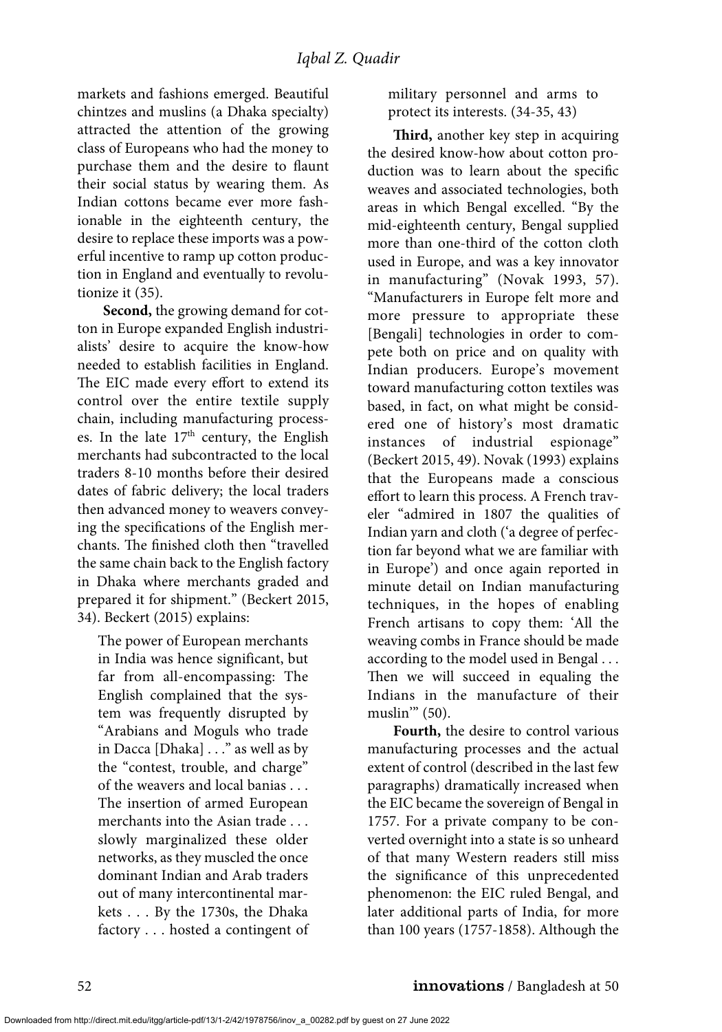markets and fashions emerged. Beautiful chintzes and muslins (a Dhaka specialty) attracted the attention of the growing class of Europeans who had the money to purchase them and the desire to flaunt their social status by wearing them. As Indian cottons became ever more fashionable in the eighteenth century, the desire to replace these imports was a powerful incentive to ramp up cotton production in England and eventually to revolutionize it (35).

**Second,** the growing demand for cotton in Europe expanded English industrialists' desire to acquire the know-how needed to establish facilities in England. The EIC made every effort to extend its control over the entire textile supply chain, including manufacturing processes. In the late 17th century, the English merchants had subcontracted to the local traders 8-10 months before their desired dates of fabric delivery; the local traders then advanced money to weavers conveying the specifications of the English merchants. The finished cloth then "travelled the same chain back to the English factory in Dhaka where merchants graded and prepared it for shipment." (Beckert 2015, 34). Beckert (2015) explains:

> The power of European merchants in India was hence significant, but far from all-encompassing: The English complained that the system was frequently disrupted by "Arabians and Moguls who trade in Dacca [Dhaka] . . ." as well as by the "contest, trouble, and charge" of the weavers and local banias . . . The insertion of armed European merchants into the Asian trade . . . slowly marginalized these older networks, as they muscled the once dominant Indian and Arab traders out of many intercontinental markets . . . By the 1730s, the Dhaka factory . . . hosted a contingent of military personnel and arms to protect its interests. (34-35, 43)

**Third,** another key step in acquiring the desired know-how about cotton production was to learn about the specific weaves and associated technologies, both areas in which Bengal excelled. "By the mid-eighteenth century, Bengal supplied more than one-third of the cotton cloth used in Europe, and was a key innovator in manufacturing" (Novak 1993, 57). "Manufacturers in Europe felt more and more pressure to appropriate these [Bengali] technologies in order to compete both on price and on quality with Indian producers. Europe's movement toward manufacturing cotton textiles was based, in fact, on what might be considered one of history's most dramatic instances of industrial espionage" (Beckert 2015, 49). Novak (1993) explains that the Europeans made a conscious effort to learn this process. A French traveler "admired in 1807 the qualities of Indian yarn and cloth ('a degree of perfection far beyond what we are familiar with in Europe') and once again reported in minute detail on Indian manufacturing techniques, in the hopes of enabling French artisans to copy them: 'All the weaving combs in France should be made according to the model used in Bengal . . . Then we will succeed in equaling the Indians in the manufacture of their muslin'" (50).

**Fourth,** the desire to control various manufacturing processes and the actual extent of control (described in the last few paragraphs) dramatically increased when the EIC became the sovereign of Bengal in 1757. For a private company to be converted overnight into a state is so unheard of that many Western readers still miss the significance of this unprecedented phenomenon: the EIC ruled Bengal, and later additional parts of India, for more than 100 years (1757-1858). Although the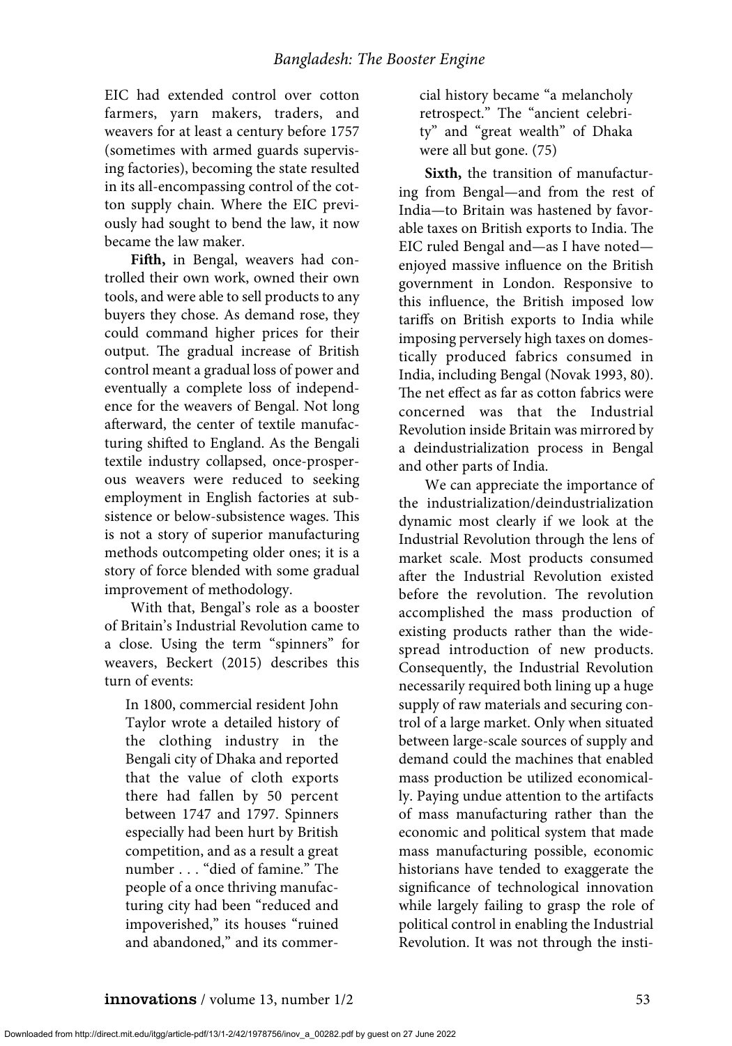EIC had extended control over cotton farmers, yarn makers, traders, and weavers for at least a century before 1757 (sometimes with armed guards supervising factories), becoming the state resulted in its all-encompassing control of the cotton supply chain. Where the EIC previously had sought to bend the law, it now became the law maker.

**Fifth,** in Bengal, weavers had controlled their own work, owned their own tools, and were able to sell products to any buyers they chose. As demand rose, they could command higher prices for their output. The gradual increase of British control meant a gradual loss of power and eventually a complete loss of independence for the weavers of Bengal. Not long afterward, the center of textile manufacturing shifted to England. As the Bengali textile industry collapsed, once-prosperous weavers were reduced to seeking employment in English factories at subsistence or below-subsistence wages. This is not a story of superior manufacturing methods outcompeting older ones; it is a story of force blended with some gradual improvement of methodology.

With that, Bengal's role as a booster of Britain's Industrial Revolution came to a close. Using the term "spinners" for weavers, Beckert (2015) describes this turn of events:

> In 1800, commercial resident John Taylor wrote a detailed history of the clothing industry in the Bengali city of Dhaka and reported that the value of cloth exports there had fallen by 50 percent between 1747 and 1797. Spinners especially had been hurt by British competition, and as a result a great number . . . "died of famine." The people of a once thriving manufacturing city had been "reduced and impoverished," its houses "ruined and abandoned," and its commercial history became "a melancholy retrospect." The "ancient celebrity" and "great wealth" of Dhaka were all but gone. (75)

**Sixth,** the transition of manufacturing from Bengal—and from the rest of India—to Britain was hastened by favorable taxes on British exports to India. The EIC ruled Bengal and—as I have noted—enjoyed massive influence on the British government in London. Responsive to this influence, the British imposed low tariffs on British exports to India while imposing perversely high taxes on domestically produced fabrics consumed in India, including Bengal (Novak 1993, 80). The net effect as far as cotton fabrics were concerned was that the Industrial Revolution inside Britain was mirrored by a deindustrialization process in Bengal and other parts of India.

We can appreciate the importance of the industrialization/deindustrialization dynamic most clearly if we look at the Industrial Revolution through the lens of market scale. Most products consumed after the Industrial Revolution existed before the revolution. The revolution accomplished the mass production of existing products rather than the widespread introduction of new products. Consequently, the Industrial Revolution necessarily required both lining up a huge supply of raw materials and securing control of a large market. Only when situated between large-scale sources of supply and demand could the machines that enabled mass production be utilized economically. Paying undue attention to the artifacts of mass manufacturing rather than the economic and political system that made mass manufacturing possible, economic historians have tended to exaggerate the significance of technological innovation while largely failing to grasp the role of political control in enabling the Industrial Revolution. It was not through the insti-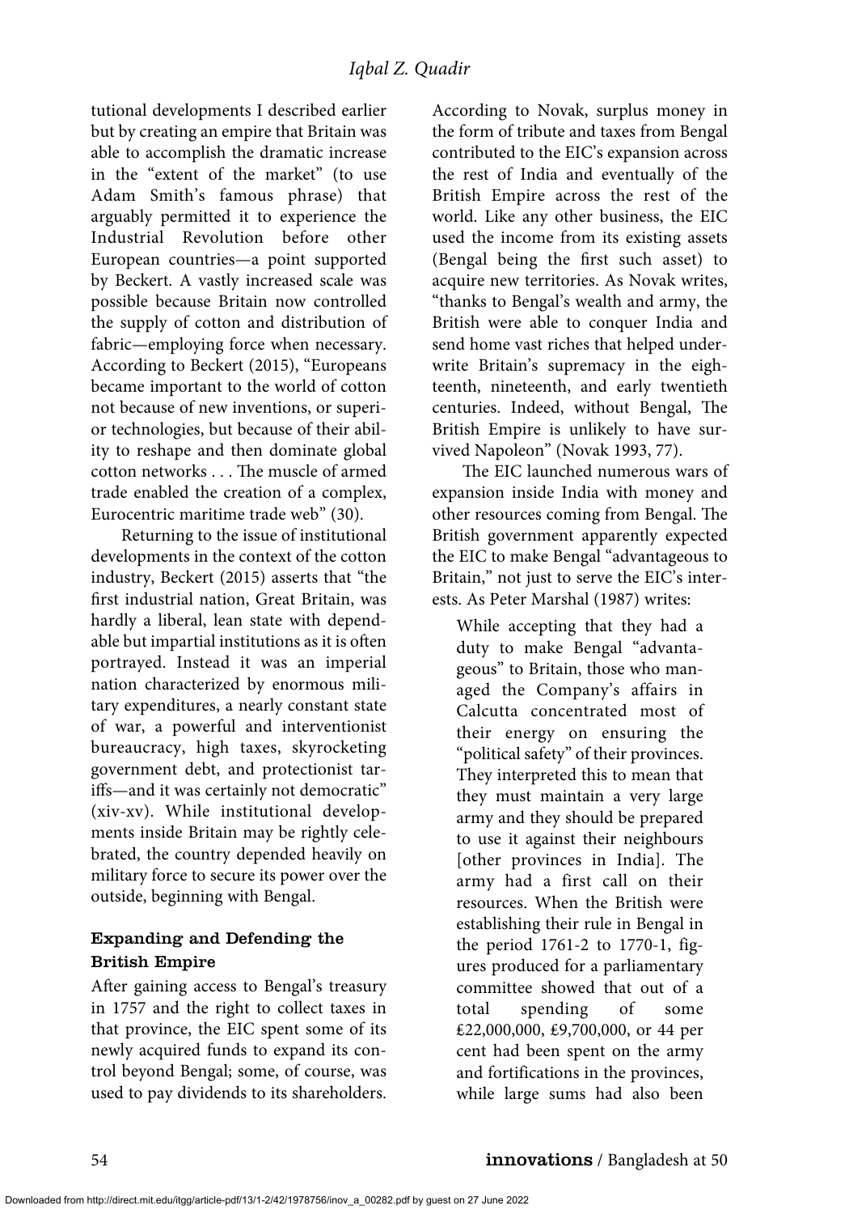tutional developments I described earlier but by creating an empire that Britain was able to accomplish the dramatic increase in the "extent of the market" (to use Adam Smith's famous phrase) that arguably permitted it to experience the Industrial Revolution before other European countries—a point supported by Beckert. A vastly increased scale was possible because Britain now controlled the supply of cotton and distribution of fabric—employing force when necessary. According to Beckert (2015), "Europeans became important to the world of cotton not because of new inventions, or superior technologies, but because of their ability to reshape and then dominate global cotton networks . . . The muscle of armed trade enabled the creation of a complex, Eurocentric maritime trade web" (30).

Returning to the issue of institutional developments in the context of the cotton industry, Beckert (2015) asserts that "the first industrial nation, Great Britain, was hardly a liberal, lean state with dependable but impartial institutions as it is often portrayed. Instead it was an imperial nation characterized by enormous military expenditures, a nearly constant state of war, a powerful and interventionist bureaucracy, high taxes, skyrocketing government debt, and protectionist tariffs—and it was certainly not democratic" (xiv-xv). While institutional developments inside Britain may be rightly celebrated, the country depended heavily on military force to secure its power over the outside, beginning with Bengal.

## Expanding and Defending the British Empire

After gaining access to Bengal's treasury in 1757 and the right to collect taxes in that province, the EIC spent some of its newly acquired funds to expand its control beyond Bengal; some, of course, was used to pay dividends to its shareholders. According to Novak, surplus money in the form of tribute and taxes from Bengal contributed to the EIC's expansion across the rest of India and eventually of the British Empire across the rest of the world. Like any other business, the EIC used the income from its existing assets (Bengal being the first such asset) to acquire new territories. As Novak writes, "thanks to Bengal's wealth and army, the British were able to conquer India and send home vast riches that helped underwrite Britain's supremacy in the eighteenth, nineteenth, and early twentieth centuries. Indeed, without Bengal, The British Empire is unlikely to have survived Napoleon" (Novak 1993, 77).

The EIC launched numerous wars of expansion inside India with money and other resources coming from Bengal. The British government apparently expected the EIC to make Bengal "advantageous to Britain," not just to serve the EIC's interests. As Peter Marshal (1987) writes:

> While accepting that they had a duty to make Bengal "advantageous" to Britain, those who managed the Company's affairs in Calcutta concentrated most of their energy on ensuring the "political safety" of their provinces. They interpreted this to mean that they must maintain a very large army and they should be prepared to use it against their neighbours [other provinces in India]. The army had a first call on their resources. When the British were establishing their rule in Bengal in the period 1761-2 to 1770-1, figures produced for a parliamentary committee showed that out of a total spending of some £22,000,000, £9,700,000, or 44 per cent had been spent on the army and fortifications in the provinces, while large sums had also been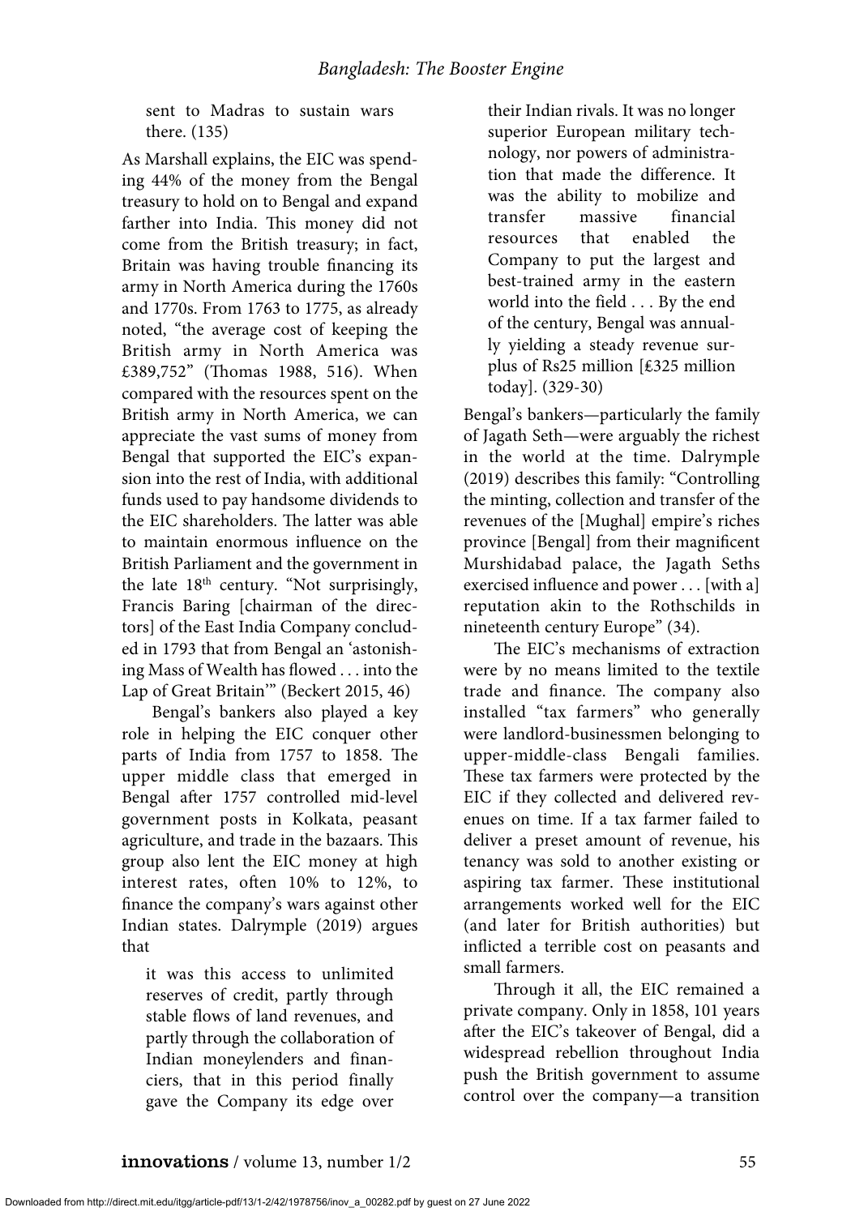sent to Madras to sustain wars there. (135)

As Marshall explains, the EIC was spending 44% of the money from the Bengal treasury to hold on to Bengal and expand farther into India. This money did not come from the British treasury; in fact, Britain was having trouble financing its army in North America during the 1760s and 1770s. From 1763 to 1775, as already noted, "the average cost of keeping the British army in North America was £389,752" (Thomas 1988, 516). When compared with the resources spent on the British army in North America, we can appreciate the vast sums of money from Bengal that supported the EIC's expansion into the rest of India, with additional funds used to pay handsome dividends to the EIC shareholders. The latter was able to maintain enormous influence on the British Parliament and the government in the late 18th century. "Not surprisingly, Francis Baring [chairman of the directors] of the East India Company concluded in 1793 that from Bengal an 'astonishing Mass of Wealth has flowed . . . into the Lap of Great Britain'" (Beckert 2015, 46)

Bengal's bankers also played a key role in helping the EIC conquer other parts of India from 1757 to 1858. The upper middle class that emerged in Bengal after 1757 controlled mid-level government posts in Kolkata, peasant agriculture, and trade in the bazaars. This group also lent the EIC money at high interest rates, often 10% to 12%, to finance the company's wars against other Indian states. Dalrymple (2019) argues that

> it was this access to unlimited reserves of credit, partly through stable flows of land revenues, and partly through the collaboration of Indian moneylenders and financiers, that in this period finally gave the Company its edge over their Indian rivals. It was no longer superior European military technology, nor powers of administration that made the difference. It was the ability to mobilize and transfer massive financial resources that enabled the Company to put the largest and best-trained army in the eastern world into the field . . . By the end of the century, Bengal was annually yielding a steady revenue surplus of Rs25 million [£325 million today]. (329-30)

Bengal's bankers—particularly the family of Jagath Seth—were arguably the richest in the world at the time. Dalrymple (2019) describes this family: "Controlling the minting, collection and transfer of the revenues of the [Mughal] empire's riches province [Bengal] from their magnificent Murshidabad palace, the Jagath Seths exercised influence and power . . . [with a] reputation akin to the Rothschilds in nineteenth century Europe" (34).

The EIC's mechanisms of extraction were by no means limited to the textile trade and finance. The company also installed "tax farmers" who generally were landlord-businessmen belonging to upper-middle-class Bengali families. These tax farmers were protected by the EIC if they collected and delivered revenues on time. If a tax farmer failed to deliver a preset amount of revenue, his tenancy was sold to another existing or aspiring tax farmer. These institutional arrangements worked well for the EIC (and later for British authorities) but inflicted a terrible cost on peasants and small farmers.

Through it all, the EIC remained a private company. Only in 1858, 101 years after the EIC's takeover of Bengal, did a widespread rebellion throughout India push the British government to assume control over the company—a transition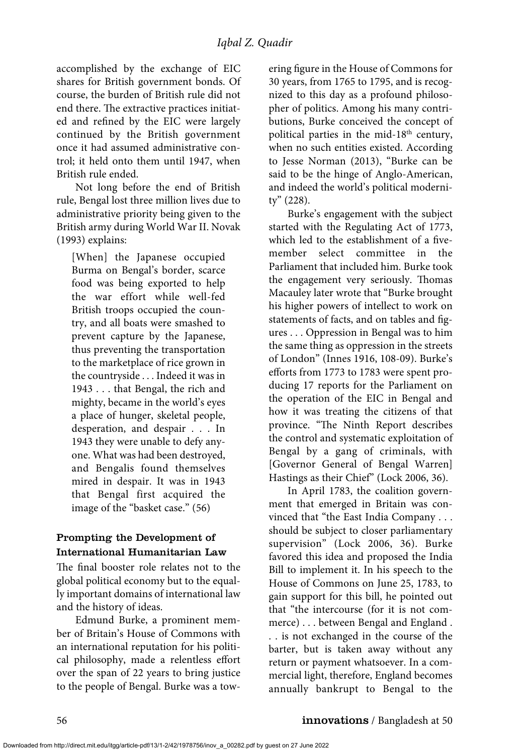accomplished by the exchange of EIC shares for British government bonds. Of course, the burden of British rule did not end there. The extractive practices initiated and refined by the EIC were largely continued by the British government once it had assumed administrative control; it held onto them until 1947, when British rule ended.

Not long before the end of British rule, Bengal lost three million lives due to administrative priority being given to the British army during World War II. Novak (1993) explains:

> [When] the Japanese occupied Burma on Bengal's border, scarce food was being exported to help the war effort while well-fed British troops occupied the country, and all boats were smashed to prevent capture by the Japanese, thus preventing the transportation to the marketplace of rice grown in the countryside . . . Indeed it was in 1943 . . . that Bengal, the rich and mighty, became in the world's eyes a place of hunger, skeletal people, desperation, and despair . . . In 1943 they were unable to defy anyone. What was had been destroyed, and Bengalis found themselves mired in despair. It was in 1943 that Bengal first acquired the image of the "basket case." (56)

### Prompting the Development of International Humanitarian Law

The final booster role relates not to the global political economy but to the equally important domains of international law and the history of ideas.

Edmund Burke, a prominent member of Britain's House of Commons with an international reputation for his political philosophy, made a relentless effort over the span of 22 years to bring justice to the people of Bengal. Burke was a towering figure in the House of Commons for 30 years, from 1765 to 1795, and is recognized to this day as a profound philosopher of politics. Among his many contributions, Burke conceived the concept of political parties in the mid-18th century, when no such entities existed. According to Jesse Norman (2013), "Burke can be said to be the hinge of Anglo-American, and indeed the world's political modernity" (228).

Burke's engagement with the subject started with the Regulating Act of 1773, which led to the establishment of a five-member select committee in the Parliament that included him. Burke took the engagement very seriously. Thomas Macauley later wrote that "Burke brought his higher powers of intellect to work on statements of facts, and on tables and figures . . . Oppression in Bengal was to him the same thing as oppression in the streets of London" (Innes 1916, 108-09). Burke's efforts from 1773 to 1783 were spent producing 17 reports for the Parliament on the operation of the EIC in Bengal and how it was treating the citizens of that province. "The Ninth Report describes the control and systematic exploitation of Bengal by a gang of criminals, with [Governor General of Bengal Warren] Hastings as their Chief" (Lock 2006, 36).

In April 1783, the coalition government that emerged in Britain was convinced that "the East India Company . . . should be subject to closer parliamentary supervision" (Lock 2006, 36). Burke favored this idea and proposed the India Bill to implement it. In his speech to the House of Commons on June 25, 1783, to gain support for this bill, he pointed out that "the intercourse (for it is not commerce) . . . between Bengal and England . . . is not exchanged in the course of the barter, but is taken away without any return or payment whatsoever. In a commercial light, therefore, England becomes annually bankrupt to Bengal to the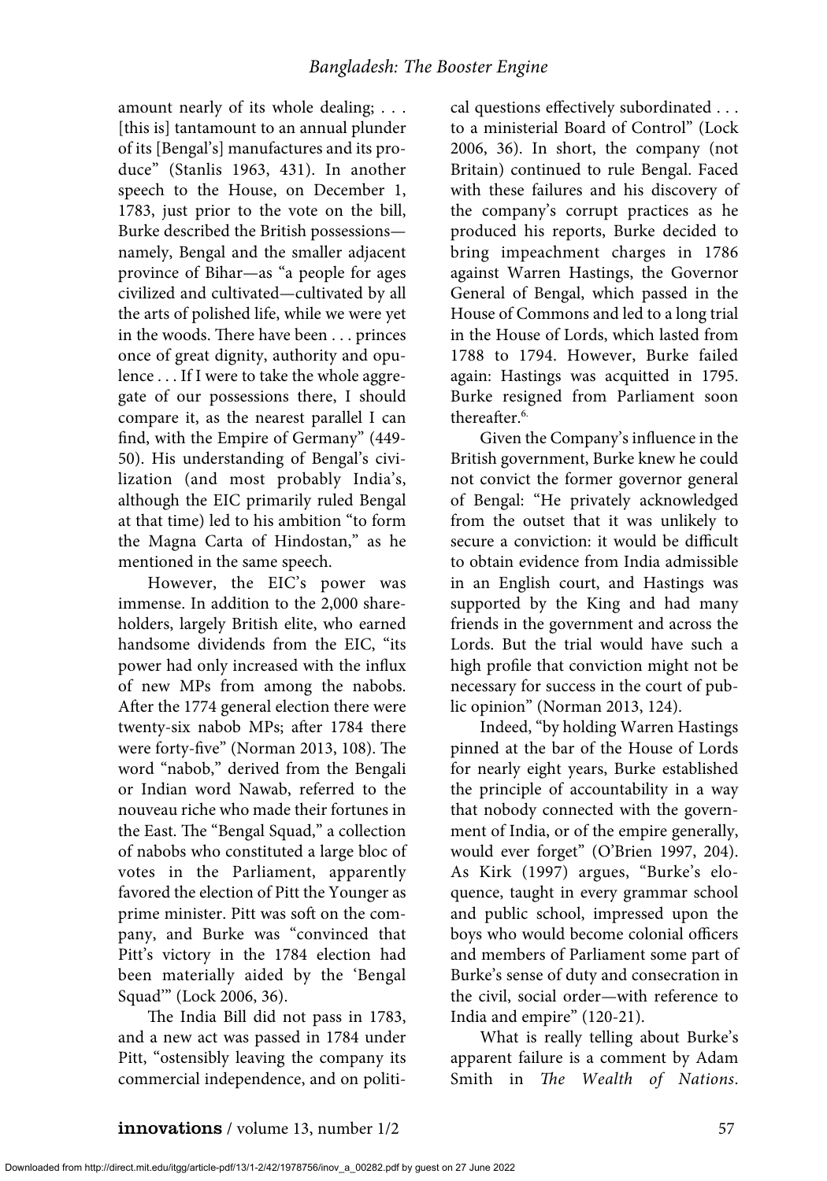amount nearly of its whole dealing; . . . [this is] tantamount to an annual plunder of its [Bengal's] manufactures and its produce" (Stanlis 1963, 431). In another speech to the House, on December 1, 1783, just prior to the vote on the bill, Burke described the British possessions—namely, Bengal and the smaller adjacent province of Bihar—as "a people for ages civilized and cultivated—cultivated by all the arts of polished life, while we were yet in the woods. There have been . . . princes once of great dignity, authority and opulence . . . If I were to take the whole aggregate of our possessions there, I should compare it, as the nearest parallel I can find, with the Empire of Germany" (449-50). His understanding of Bengal's civilization (and most probably India's, although the EIC primarily ruled Bengal at that time) led to his ambition "to form the Magna Carta of Hindostan," as he mentioned in the same speech.

However, the EIC's power was immense. In addition to the 2,000 shareholders, largely British elite, who earned handsome dividends from the EIC, "its power had only increased with the influx of new MPs from among the nabobs. After the 1774 general election there were twenty-six nabob MPs; after 1784 there were forty-five" (Norman 2013, 108). The word "nabob," derived from the Bengali or Indian word Nawab, referred to the nouveau riche who made their fortunes in the East. The "Bengal Squad," a collection of nabobs who constituted a large bloc of votes in the Parliament, apparently favored the election of Pitt the Younger as prime minister. Pitt was soft on the company, and Burke was "convinced that Pitt's victory in the 1784 election had been materially aided by the 'Bengal Squad'" (Lock 2006, 36).

The India Bill did not pass in 1783, and a new act was passed in 1784 under Pitt, "ostensibly leaving the company its commercial independence, and on political questions effectively subordinated . . . to a ministerial Board of Control" (Lock 2006, 36). In short, the company (not Britain) continued to rule Bengal. Faced with these failures and his discovery of the company's corrupt practices as he produced his reports, Burke decided to bring impeachment charges in 1786 against Warren Hastings, the Governor General of Bengal, which passed in the House of Commons and led to a long trial in the House of Lords, which lasted from 1788 to 1794. However, Burke failed again: Hastings was acquitted in 1795. Burke resigned from Parliament soon thereafter.[6]

Given the Company's influence in the British government, Burke knew he could not convict the former governor general of Bengal: "He privately acknowledged from the outset that it was unlikely to secure a conviction: it would be difficult to obtain evidence from India admissible in an English court, and Hastings was supported by the King and had many friends in the government and across the Lords. But the trial would have such a high profile that conviction might not be necessary for success in the court of public opinion" (Norman 2013, 124).

Indeed, "by holding Warren Hastings pinned at the bar of the House of Lords for nearly eight years, Burke established the principle of accountability in a way that nobody connected with the government of India, or of the empire generally, would ever forget" (O'Brien 1997, 204). As Kirk (1997) argues, "Burke's eloquence, taught in every grammar school and public school, impressed upon the boys who would become colonial officers and members of Parliament some part of Burke's sense of duty and consecration in the civil, social order—with reference to India and empire" (120-21).

What is really telling about Burke's apparent failure is a comment by Adam Smith in *The Wealth of Nations*.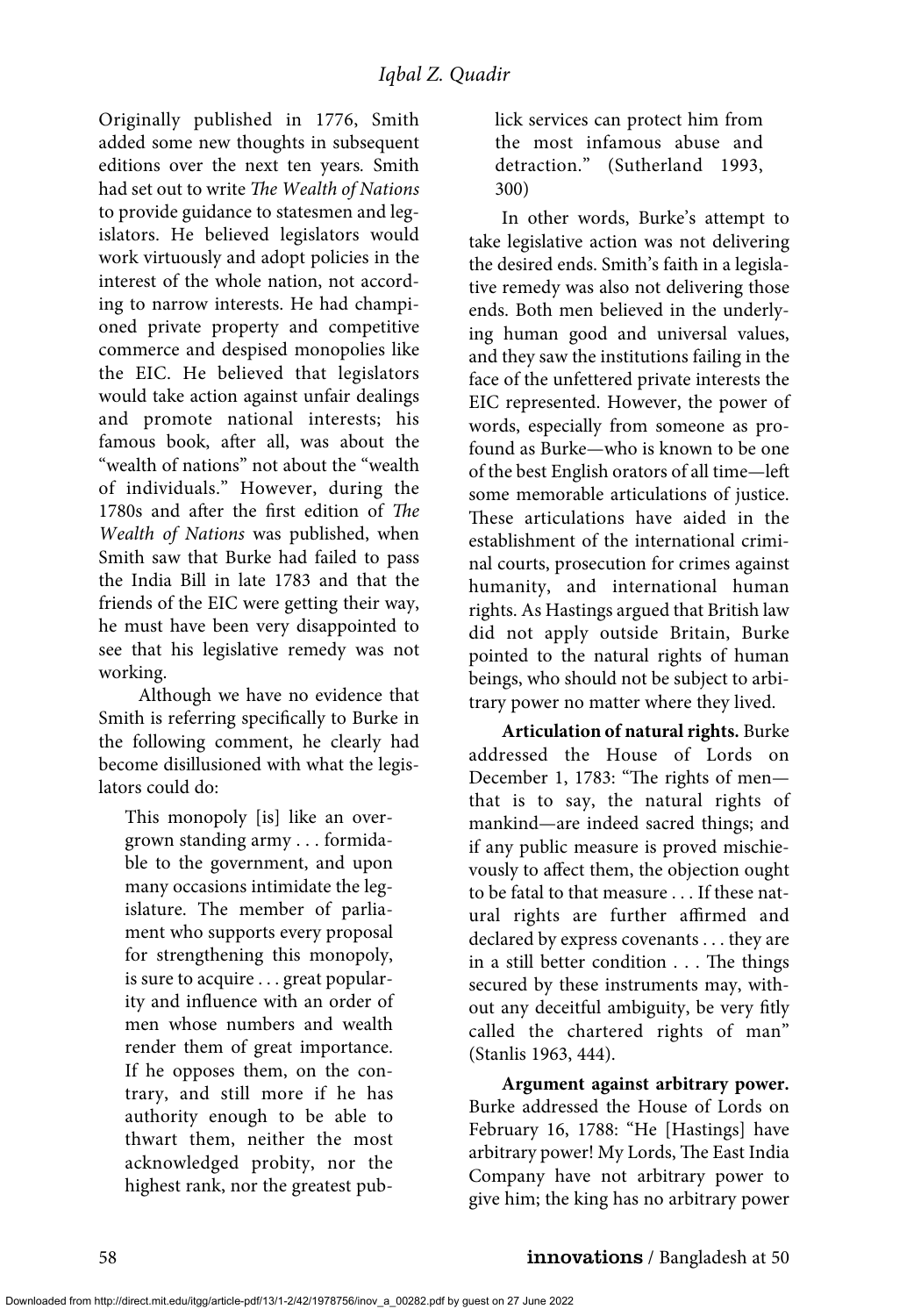Originally published in 1776, Smith added some new thoughts in subsequent editions over the next ten years. Smith had set out to write *The Wealth of Nations* to provide guidance to statesmen and legislators. He believed legislators would work virtuously and adopt policies in the interest of the whole nation, not according to narrow interests. He had championed private property and competitive commerce and despised monopolies like the EIC. He believed that legislators would take action against unfair dealings and promote national interests; his famous book, after all, was about the "wealth of nations" not about the "wealth of individuals." However, during the 1780s and after the first edition of *The Wealth of Nations* was published, when Smith saw that Burke had failed to pass the India Bill in late 1783 and that the friends of the EIC were getting their way, he must have been very disappointed to see that his legislative remedy was not working.

Although we have no evidence that Smith is referring specifically to Burke in the following comment, he clearly had become disillusioned with what the legislators could do:

> This monopoly [is] like an overgrown standing army . . . formidable to the government, and upon many occasions intimidate the legislature. The member of parliament who supports every proposal for strengthening this monopoly, is sure to acquire . . . great popularity and influence with an order of men whose numbers and wealth render them of great importance. If he opposes them, on the contrary, and still more if he has authority enough to be able to thwart them, neither the most acknowledged probity, nor the highest rank, nor the greatest publick services can protect him from the most infamous abuse and detraction." (Sutherland 1993, 300)

In other words, Burke's attempt to take legislative action was not delivering the desired ends. Smith's faith in a legislative remedy was also not delivering those ends. Both men believed in the underlying human good and universal values, and they saw the institutions failing in the face of the unfettered private interests the EIC represented. However, the power of words, especially from someone as profound as Burke—who is known to be one of the best English orators of all time—left some memorable articulations of justice. These articulations have aided in the establishment of the international criminal courts, prosecution for crimes against humanity, and international human rights. As Hastings argued that British law did not apply outside Britain, Burke pointed to the natural rights of human beings, who should not be subject to arbitrary power no matter where they lived.

**Articulation of natural rights.** Burke addressed the House of Lords on December 1, 1783: "The rights of men—that is to say, the natural rights of mankind—are indeed sacred things; and if any public measure is proved mischievously to affect them, the objection ought to be fatal to that measure . . . If these natural rights are further affirmed and declared by express covenants . . . they are in a still better condition . . . The things secured by these instruments may, without any deceitful ambiguity, be very fitly called the chartered rights of man" (Stanlis 1963, 444).

**Argument against arbitrary power.** Burke addressed the House of Lords on February 16, 1788: "He [Hastings] have arbitrary power! My Lords, The East India Company have not arbitrary power to give him; the king has no arbitrary power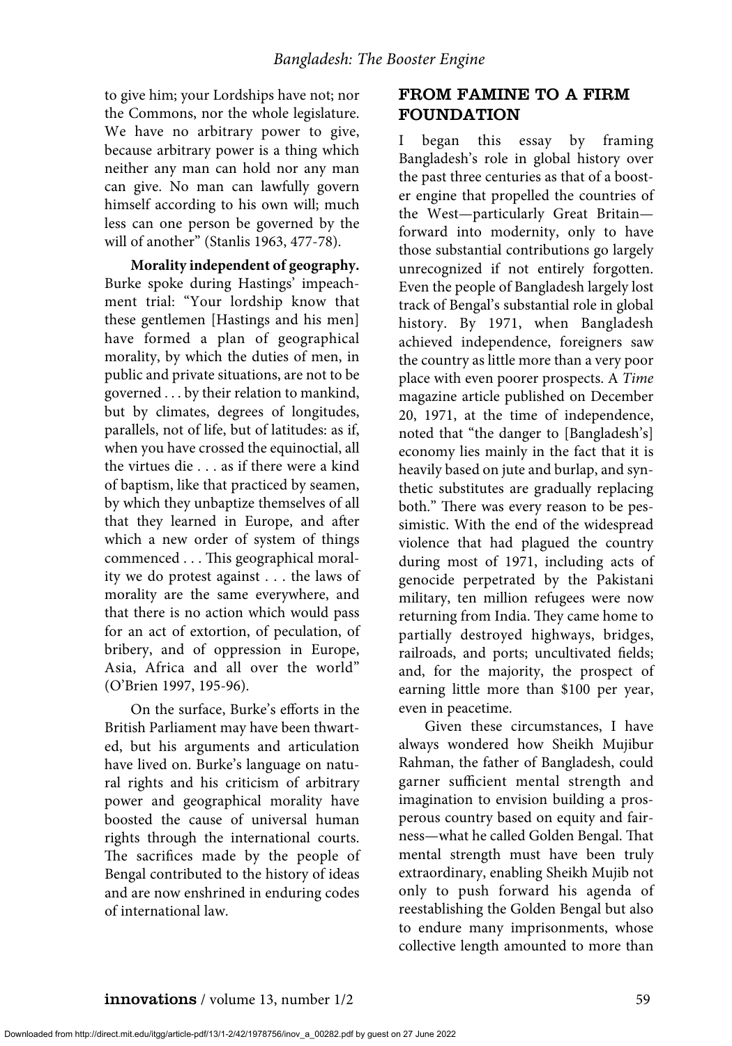to give him; your Lordships have not; nor the Commons, nor the whole legislature. We have no arbitrary power to give, because arbitrary power is a thing which neither any man can hold nor any man can give. No man can lawfully govern himself according to his own will; much less can one person be governed by the will of another" (Stanlis 1963, 477-78).

**Morality independent of geography.** Burke spoke during Hastings' impeachment trial: "Your lordship know that these gentlemen [Hastings and his men] have formed a plan of geographical morality, by which the duties of men, in public and private situations, are not to be governed . . . by their relation to mankind, but by climates, degrees of longitudes, parallels, not of life, but of latitudes: as if, when you have crossed the equinoctial, all the virtues die . . . as if there were a kind of baptism, like that practiced by seamen, by which they unbaptize themselves of all that they learned in Europe, and after which a new order of system of things commenced . . . This geographical morality we do protest against . . . the laws of morality are the same everywhere, and that there is no action which would pass for an act of extortion, of peculation, of bribery, and of oppression in Europe, Asia, Africa and all over the world" (O'Brien 1997, 195-96).

On the surface, Burke's efforts in the British Parliament may have been thwarted, but his arguments and articulation have lived on. Burke's language on natural rights and his criticism of arbitrary power and geographical morality have boosted the cause of universal human rights through the international courts. The sacrifices made by the people of Bengal contributed to the history of ideas and are now enshrined in enduring codes of international law.

## FROM FAMINE TO A FIRM FOUNDATION

I began this essay by framing Bangladesh's role in global history over the past three centuries as that of a booster engine that propelled the countries of the West—particularly Great Britain—forward into modernity, only to have those substantial contributions go largely unrecognized if not entirely forgotten. Even the people of Bangladesh largely lost track of Bengal's substantial role in global history. By 1971, when Bangladesh achieved independence, foreigners saw the country as little more than a very poor place with even poorer prospects. A *Time* magazine article published on December 20, 1971, at the time of independence, noted that "the danger to [Bangladesh's] economy lies mainly in the fact that it is heavily based on jute and burlap, and synthetic substitutes are gradually replacing both." There was every reason to be pessimistic. With the end of the widespread violence that had plagued the country during most of 1971, including acts of genocide perpetrated by the Pakistani military, ten million refugees were now returning from India. They came home to partially destroyed highways, bridges, railroads, and ports; uncultivated fields; and, for the majority, the prospect of earning little more than $100 per year, even in peacetime.

Given these circumstances, I have always wondered how Sheikh Mujibur Rahman, the father of Bangladesh, could garner sufficient mental strength and imagination to envision building a prosperous country based on equity and fairness—what he called Golden Bengal. That mental strength must have been truly extraordinary, enabling Sheikh Mujib not only to push forward his agenda of reestablishing the Golden Bengal but also to endure many imprisonments, whose collective length amounted to more than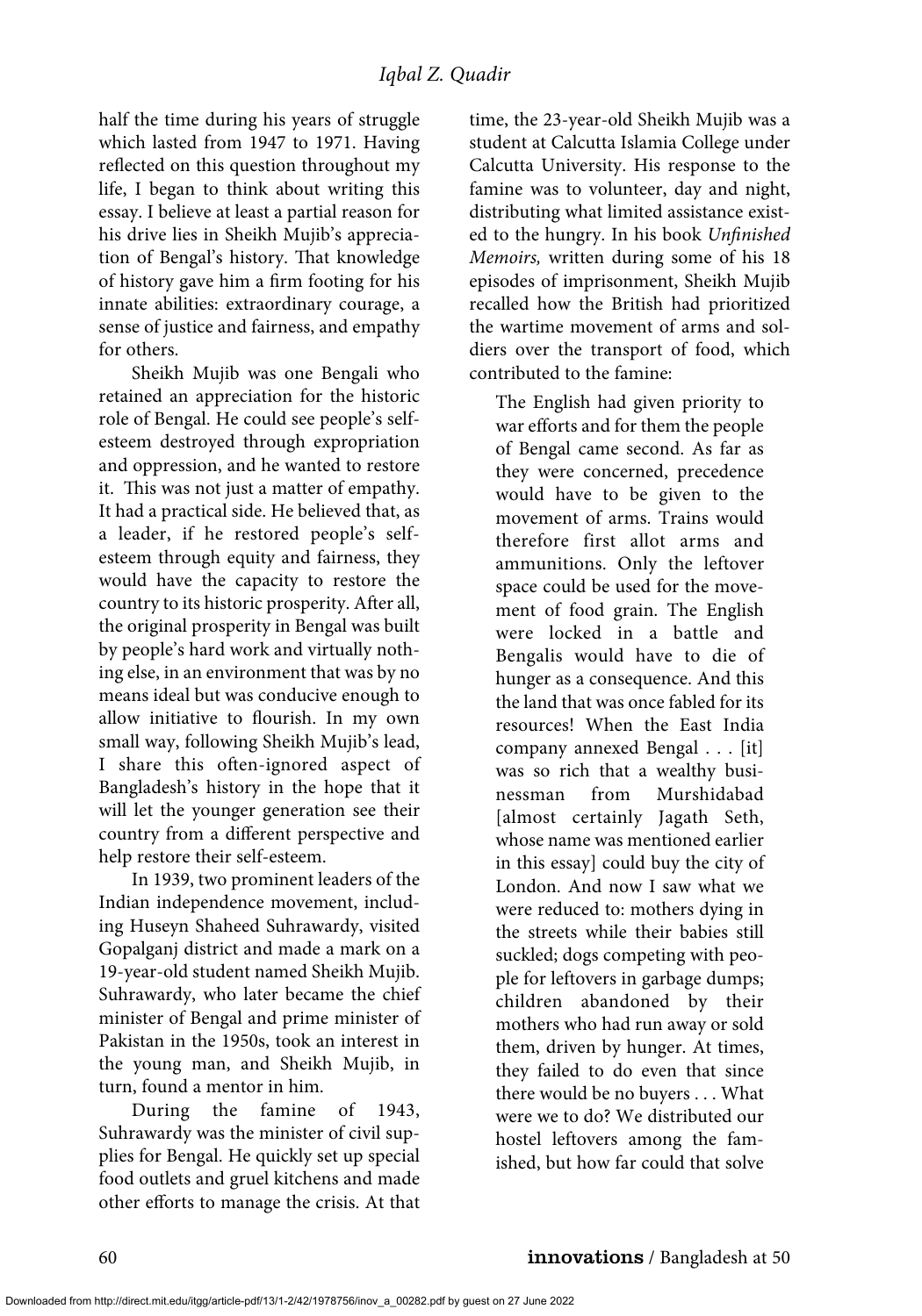half the time during his years of struggle which lasted from 1947 to 1971. Having reflected on this question throughout my life, I began to think about writing this essay. I believe at least a partial reason for his drive lies in Sheikh Mujib's appreciation of Bengal's history. That knowledge of history gave him a firm footing for his innate abilities: extraordinary courage, a sense of justice and fairness, and empathy for others.

Sheikh Mujib was one Bengali who retained an appreciation for the historic role of Bengal. He could see people's self-esteem destroyed through expropriation and oppression, and he wanted to restore it. This was not just a matter of empathy. It had a practical side. He believed that, as a leader, if he restored people's self-esteem through equity and fairness, they would have the capacity to restore the country to its historic prosperity. After all, the original prosperity in Bengal was built by people's hard work and virtually nothing else, in an environment that was by no means ideal but was conducive enough to allow initiative to flourish. In my own small way, following Sheikh Mujib's lead, I share this often-ignored aspect of Bangladesh's history in the hope that it will let the younger generation see their country from a different perspective and help restore their self-esteem.

In 1939, two prominent leaders of the Indian independence movement, including Huseyn Shaheed Suhrawardy, visited Gopalganj district and made a mark on a 19-year-old student named Sheikh Mujib. Suhrawardy, who later became the chief minister of Bengal and prime minister of Pakistan in the 1950s, took an interest in the young man, and Sheikh Mujib, in turn, found a mentor in him.

During the famine of 1943, Suhrawardy was the minister of civil supplies for Bengal. He quickly set up special food outlets and gruel kitchens and made other efforts to manage the crisis. At that time, the 23-year-old Sheikh Mujib was a student at Calcutta Islamia College under Calcutta University. His response to the famine was to volunteer, day and night, distributing what limited assistance existed to the hungry. In his book *Unfinished Memoirs,* written during some of his 18 episodes of imprisonment, Sheikh Mujib recalled how the British had prioritized the wartime movement of arms and soldiers over the transport of food, which contributed to the famine:

> The English had given priority to war efforts and for them the people of Bengal came second. As far as they were concerned, precedence would have to be given to the movement of arms. Trains would therefore first allot arms and ammunitions. Only the leftover space could be used for the movement of food grain. The English were locked in a battle and Bengalis would have to die of hunger as a consequence. And this the land that was once fabled for its resources! When the East India company annexed Bengal . . . [it] was so rich that a wealthy businessman from Murshidabad [almost certainly Jagath Seth, whose name was mentioned earlier in this essay] could buy the city of London. And now I saw what we were reduced to: mothers dying in the streets while their babies still suckled; dogs competing with people for leftovers in garbage dumps; children abandoned by their mothers who had run away or sold them, driven by hunger. At times, they failed to do even that since there would be no buyers . . . What were we to do? We distributed our hostel leftovers among the famished, but how far could that solve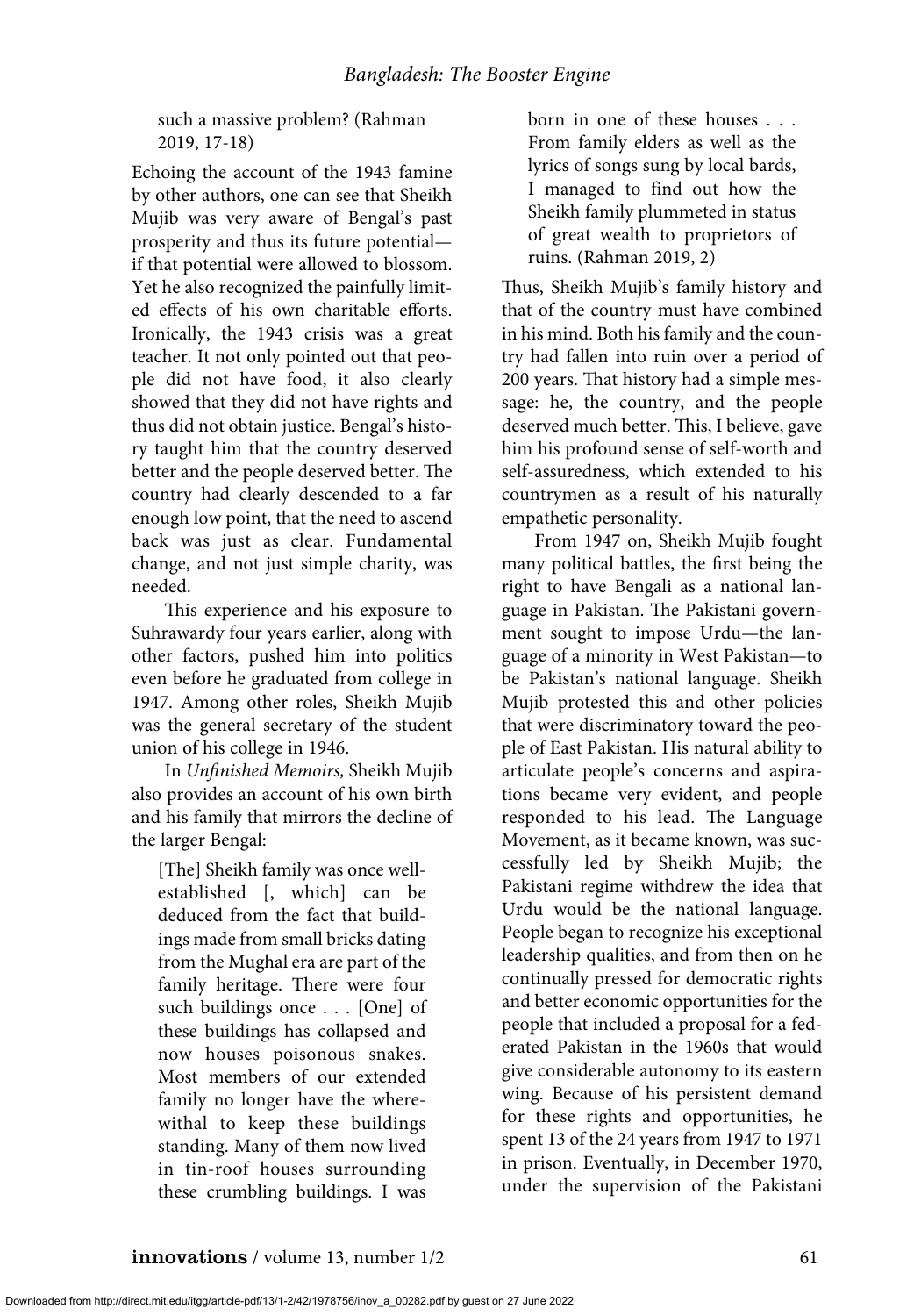such a massive problem? (Rahman 2019, 17-18)

Echoing the account of the 1943 famine by other authors, one can see that Sheikh Mujib was very aware of Bengal's past prosperity and thus its future potential—if that potential were allowed to blossom. Yet he also recognized the painfully limited effects of his own charitable efforts. Ironically, the 1943 crisis was a great teacher. It not only pointed out that people did not have food, it also clearly showed that they did not have rights and thus did not obtain justice. Bengal's history taught him that the country deserved better and the people deserved better. The country had clearly descended to a far enough low point, that the need to ascend back was just as clear. Fundamental change, and not just simple charity, was needed.

This experience and his exposure to Suhrawardy four years earlier, along with other factors, pushed him into politics even before he graduated from college in 1947. Among other roles, Sheikh Mujib was the general secretary of the student union of his college in 1946.

In *Unfinished Memoirs,* Sheikh Mujib also provides an account of his own birth and his family that mirrors the decline of the larger Bengal:

> [The] Sheikh family was once well-established [, which] can be deduced from the fact that buildings made from small bricks dating from the Mughal era are part of the family heritage. There were four such buildings once . . . [One] of these buildings has collapsed and now houses poisonous snakes. Most members of our extended family no longer have the wherewithal to keep these buildings standing. Many of them now lived in tin-roof houses surrounding these crumbling buildings. I was born in one of these houses . . . From family elders as well as the lyrics of songs sung by local bards, I managed to find out how the Sheikh family plummeted in status of great wealth to proprietors of ruins. (Rahman 2019, 2)

Thus, Sheikh Mujib's family history and that of the country must have combined in his mind. Both his family and the country had fallen into ruin over a period of 200 years. That history had a simple message: he, the country, and the people deserved much better. This, I believe, gave him his profound sense of self-worth and self-assuredness, which extended to his countrymen as a result of his naturally empathetic personality.

From 1947 on, Sheikh Mujib fought many political battles, the first being the right to have Bengali as a national language in Pakistan. The Pakistani government sought to impose Urdu—the language of a minority in West Pakistan—to be Pakistan's national language. Sheikh Mujib protested this and other policies that were discriminatory toward the people of East Pakistan. His natural ability to articulate people's concerns and aspirations became very evident, and people responded to his lead. The Language Movement, as it became known, was successfully led by Sheikh Mujib; the Pakistani regime withdrew the idea that Urdu would be the national language. People began to recognize his exceptional leadership qualities, and from then on he continually pressed for democratic rights and better economic opportunities for the people that included a proposal for a federated Pakistan in the 1960s that would give considerable autonomy to its eastern wing. Because of his persistent demand for these rights and opportunities, he spent 13 of the 24 years from 1947 to 1971 in prison. Eventually, in December 1970, under the supervision of the Pakistani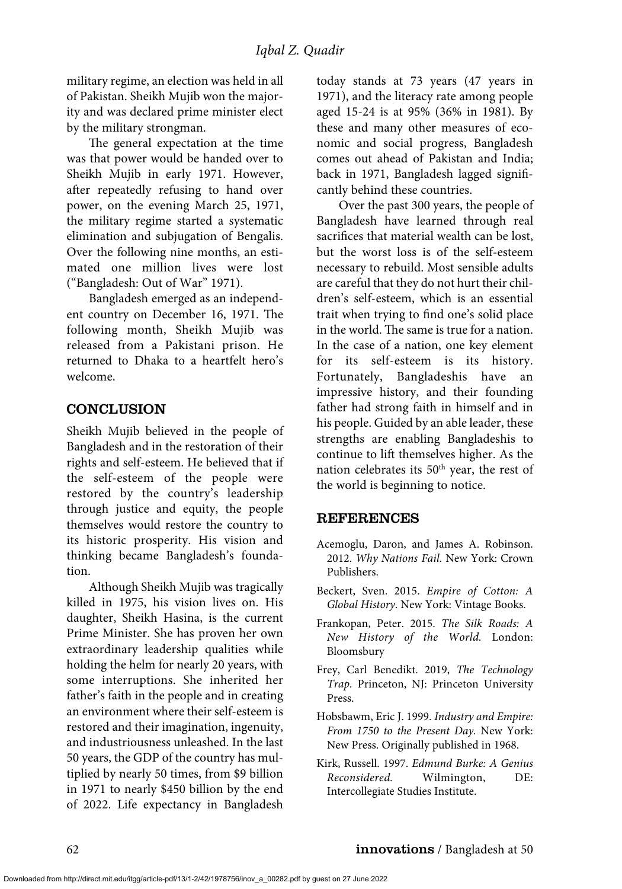military regime, an election was held in all of Pakistan. Sheikh Mujib won the majority and was declared prime minister elect by the military strongman.

The general expectation at the time was that power would be handed over to Sheikh Mujib in early 1971. However, after repeatedly refusing to hand over power, on the evening March 25, 1971, the military regime started a systematic elimination and subjugation of Bengalis. Over the following nine months, an estimated one million lives were lost ("Bangladesh: Out of War" 1971).

Bangladesh emerged as an independent country on December 16, 1971. The following month, Sheikh Mujib was released from a Pakistani prison. He returned to Dhaka to a heartfelt hero's welcome.

## CONCLUSION

Sheikh Mujib believed in the people of Bangladesh and in the restoration of their rights and self-esteem. He believed that if the self-esteem of the people were restored by the country's leadership through justice and equity, the people themselves would restore the country to its historic prosperity. His vision and thinking became Bangladesh's foundation.

Although Sheikh Mujib was tragically killed in 1975, his vision lives on. His daughter, Sheikh Hasina, is the current Prime Minister. She has proven her own extraordinary leadership qualities while holding the helm for nearly 20 years, with some interruptions. She inherited her father's faith in the people and in creating an environment where their self-esteem is restored and their imagination, ingenuity, and industriousness unleashed. In the last 50 years, the GDP of the country has multiplied by nearly 50 times, from $9 billion in 1971 to nearly $450 billion by the end of 2022. Life expectancy in Bangladesh today stands at 73 years (47 years in 1971), and the literacy rate among people aged 15-24 is at 95% (36% in 1981). By these and many other measures of economic and social progress, Bangladesh comes out ahead of Pakistan and India; back in 1971, Bangladesh lagged significantly behind these countries.

Over the past 300 years, the people of Bangladesh have learned through real sacrifices that material wealth can be lost, but the worst loss is of the self-esteem necessary to rebuild. Most sensible adults are careful that they do not hurt their children's self-esteem, which is an essential trait when trying to find one's solid place in the world. The same is true for a nation. In the case of a nation, one key element for its self-esteem is its history. Fortunately, Bangladeshis have an impressive history, and their founding father had strong faith in himself and in his people. Guided by an able leader, these strengths are enabling Bangladeshis to continue to lift themselves higher. As the nation celebrates its 50th year, the rest of the world is beginning to notice.

## REFERENCES

Acemoglu, Daron, and James A. Robinson. 2012. *Why Nations Fail.* New York: Crown Publishers.

Beckert, Sven. 2015. *Empire of Cotton: A Global History*. New York: Vintage Books.

Frankopan, Peter. 2015. *The Silk Roads: A New History of the World.* London: Bloomsbury

Frey, Carl Benedikt. 2019, *The Technology Trap*. Princeton, NJ: Princeton University Press.

Hobsbawm, Eric J. 1999. *Industry and Empire: From 1750 to the Present Day*. New York: New Press. Originally published in 1968.

Kirk, Russell. 1997. *Edmund Burke: A Genius Reconsidered.* Wilmington, DE: Intercollegiate Studies Institute.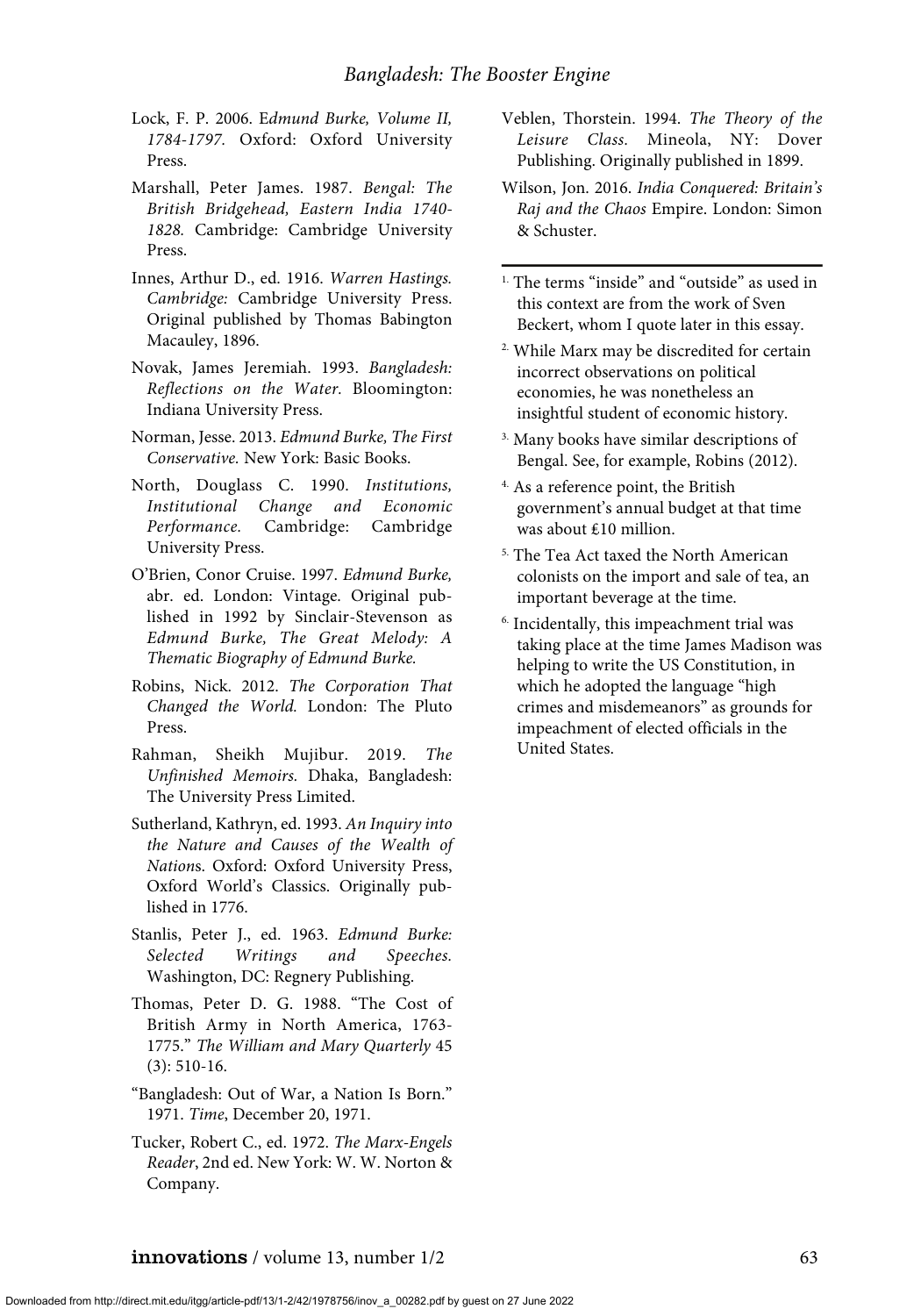Lock, F. P. 2006. *Edmund Burke, Volume II, 1784-1797.* Oxford: Oxford University Press.

Marshall, Peter James. 1987. *Bengal: The British Bridgehead, Eastern India 1740-1828.* Cambridge: Cambridge University Press.

Innes, Arthur D., ed. 1916. *Warren Hastings. Cambridge:* Cambridge University Press. Original published by Thomas Babington Macauley, 1896.

Novak, James Jeremiah. 1993. *Bangladesh: Reflections on the Water.* Bloomington: Indiana University Press.

Norman, Jesse. 2013. *Edmund Burke, The First Conservative.* New York: Basic Books.

North, Douglass C. 1990. *Institutions, Institutional Change and Economic Performance.* Cambridge: Cambridge University Press.

O'Brien, Conor Cruise. 1997. *Edmund Burke,* abr. ed. London: Vintage. Original published in 1992 by Sinclair-Stevenson as *Edmund Burke, The Great Melody: A Thematic Biography of Edmund Burke.*

Robins, Nick. 2012. *The Corporation That Changed the World.* London: The Pluto Press.

Rahman, Sheikh Mujibur. 2019. *The Unfinished Memoirs.* Dhaka, Bangladesh: The University Press Limited.

Sutherland, Kathryn, ed. 1993. *An Inquiry into the Nature and Causes of the Wealth of Nations.* Oxford: Oxford University Press, Oxford World's Classics. Originally published in 1776.

Stanlis, Peter J., ed. 1963. *Edmund Burke: Selected Writings and Speeches.* Washington, DC: Regnery Publishing.

Thomas, Peter D. G. 1988. "The Cost of British Army in North America, 1763-1775." *The William and Mary Quarterly* 45 (3): 510-16.

"Bangladesh: Out of War, a Nation Is Born." 1971. *Time*, December 20, 1971.

Tucker, Robert C., ed. 1972. *The Marx-Engels Reader*, 2nd ed. New York: W. W. Norton & Company.

Veblen, Thorstein. 1994. *The Theory of the Leisure Class.* Mineola, NY: Dover Publishing. Originally published in 1899.

Wilson, Jon. 2016. *India Conquered: Britain's Raj and the Chaos* Empire. London: Simon & Schuster.

---

1. The terms "inside" and "outside" as used in this context are from the work of Sven Beckert, whom I quote later in this essay.
2. While Marx may be discredited for certain incorrect observations on political economies, he was nonetheless an insightful student of economic history.
3. Many books have similar descriptions of Bengal. See, for example, Robins (2012).
4. As a reference point, the British government's annual budget at that time was about £10 million.
5. The Tea Act taxed the North American colonists on the import and sale of tea, an important beverage at the time.
6. Incidentally, this impeachment trial was taking place at the time James Madison was helping to write the US Constitution, in which he adopted the language "high crimes and misdemeanors" as grounds for impeachment of elected officials in the United States.